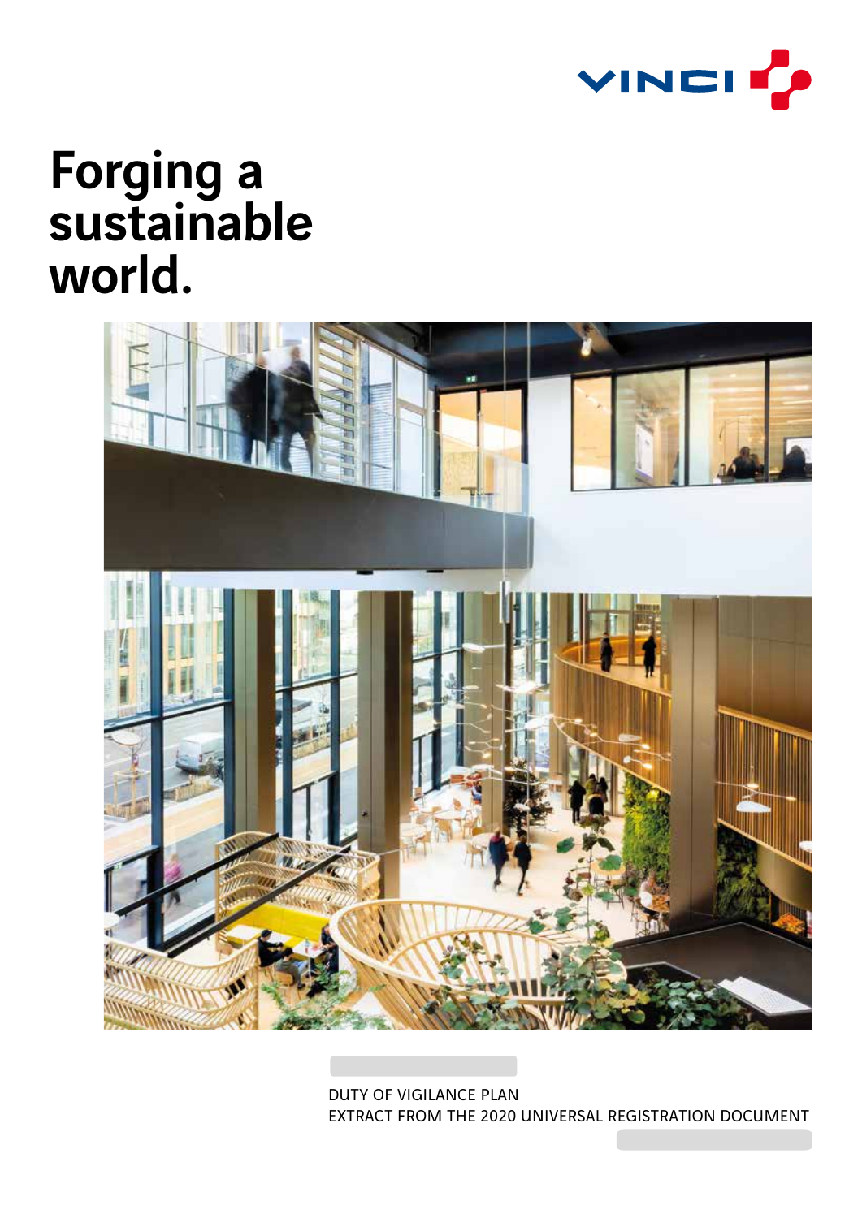VINCI

# Forging a sustainable world.

DUTY OF VIGILANCE PLAN
EXTRACT FROM THE 2020 UNIVERSAL REGISTRATION DOCUMENT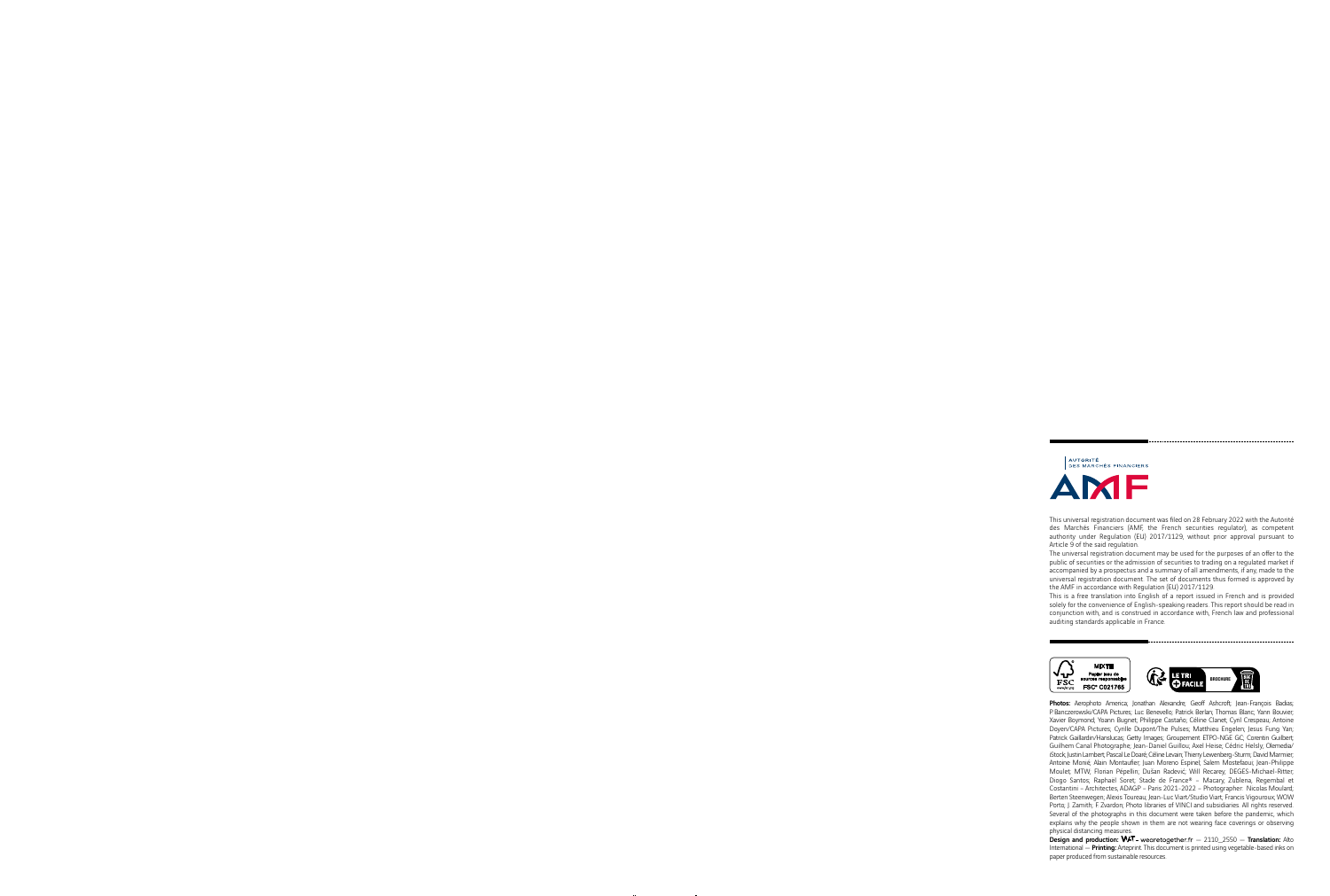AUTORITÉ DES MARCHÉS FINANCIERS

AMF

This universal registration document was filed on 28 February 2022 with the Autorité des Marchés Financiers (AMF, the French securities regulator), as competent authority under Regulation (EU) 2017/1129, without prior approval pursuant to Article 9 of the said regulation.

The universal registration document may be used for the purposes of an offer to the public of securities or the admission of securities to trading on a regulated market if accompanied by a prospectus and a summary of all amendments, if any, made to the universal registration document. The set of documents thus formed is approved by the AMF in accordance with Regulation (EU) 2017/1129.

This is a free translation into English of a report issued in French and is provided solely for the convenience of English-speaking readers. This report should be read in conjunction with, and is construed in accordance with, French law and professional auditing standards applicable in France.

FSC MIXTE Papier issu de sources responsables FSC® C021765

LE TRI FACILE BROCHURE

**Photos:** Aerophoto America; Jonathan Alexandre; Geoff Ashcroft; Jean-François Badias; P.Banczerowski/CAPA Pictures; Luc Benevello; Patrick Berlan; Thomas Blanc; Yann Bouvier; Xavier Boymond; Yoann Bugnet; Philippe Castaño; Céline Clanet; Cyril Crespeau; Antoine Doyen/CAPA Pictures; Cyrille Dupont/The Pulses; Matthieu Engelen; Jesus Fung Yan; Patrick Gaillardin/Hanslucas; Getty Images; Groupement ETPO-NGE GC; Corentin Guilbert; Guilhem Canal Photographe; Jean-Daniel Guillou; Axel Heise; Cédric Helsly; Olemedia/ iStock; Justin Lambert; Pascal Le Doaré; Céline Levain; Thierry Lewenberg-Sturm; David Marmier; Antoine Monié; Alain Montaufier; Juan Moreno Espinel; Salem Mostefaoui; Jean-Philippe Moulet; MTW; Florian Pépellin; Dušan Radević; Will Recarey; DEGES-Michael-Ritter; Diogo Santos; Raphaël Soret; Stade de France® – Macary, Zublena, Regembal et Costantini – Architectes, ADAGP – Paris 2021-2022 – Photographer : Nicolas Moulard; Berten Steenwegen; Alexis Toureau; Jean-Luc Viart/Studio Viart; Francis Vigouroux; WOW Porto; J. Zamith; F. Zvardon; Photo libraries of VINCI and subsidiaries. All rights reserved. Several of the photographs in this document were taken before the pandemic, which explains why the people shown in them are not wearing face coverings or observing physical distancing measures.

**Design and production:** WAT - wearetogether.fr — 2110_2550 — **Translation:** Alto International — **Printing:** Arteprint. This document is printed using vegetable-based inks on paper produced from sustainable resources.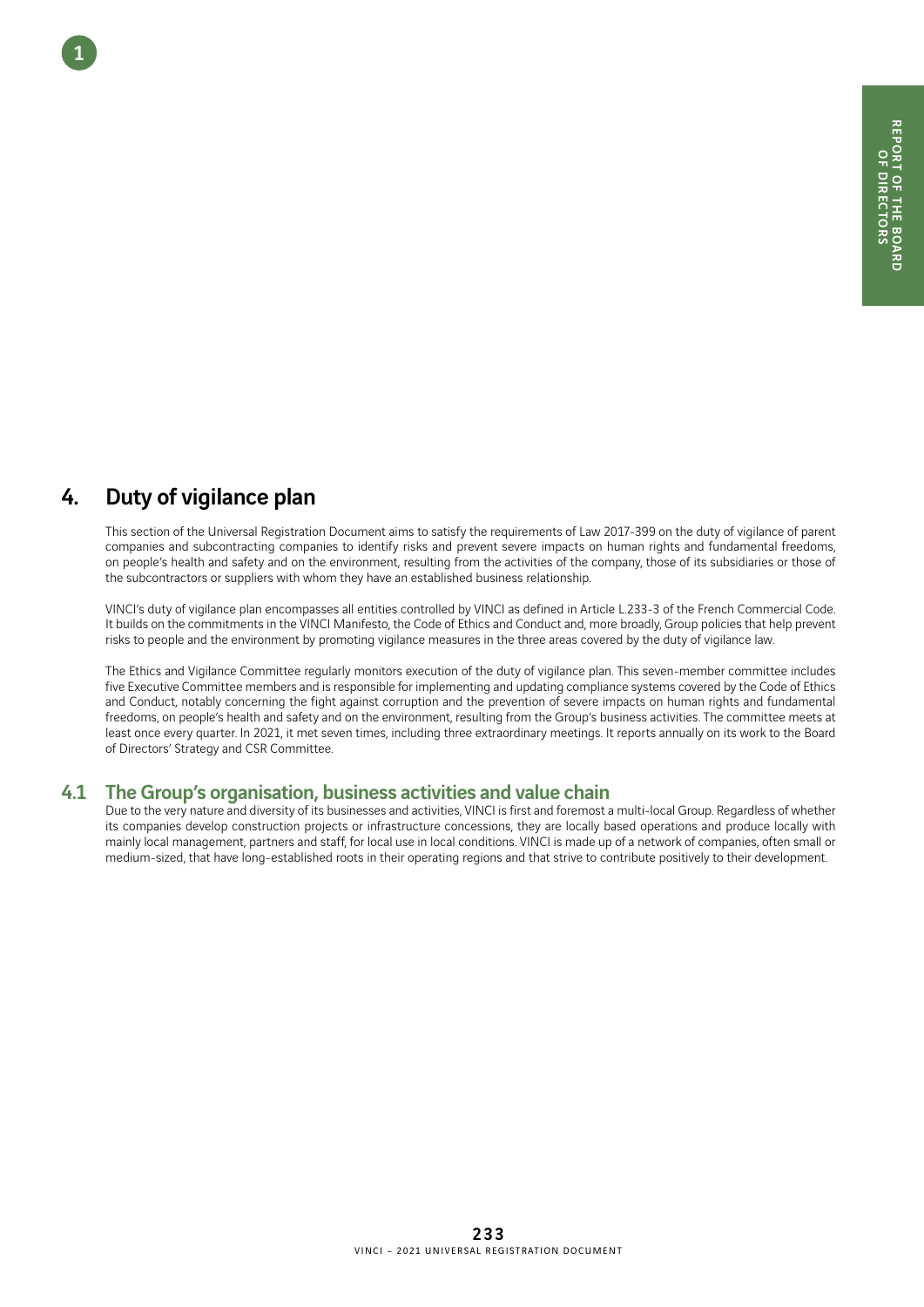## 4. Duty of vigilance plan

This section of the Universal Registration Document aims to satisfy the requirements of Law 2017-399 on the duty of vigilance of parent companies and subcontracting companies to identify risks and prevent severe impacts on human rights and fundamental freedoms, on people's health and safety and on the environment, resulting from the activities of the company, those of its subsidiaries or those of the subcontractors or suppliers with whom they have an established business relationship.

VINCI's duty of vigilance plan encompasses all entities controlled by VINCI as defined in Article L.233-3 of the French Commercial Code. It builds on the commitments in the VINCI Manifesto, the Code of Ethics and Conduct and, more broadly, Group policies that help prevent risks to people and the environment by promoting vigilance measures in the three areas covered by the duty of vigilance law.

The Ethics and Vigilance Committee regularly monitors execution of the duty of vigilance plan. This seven-member committee includes five Executive Committee members and is responsible for implementing and updating compliance systems covered by the Code of Ethics and Conduct, notably concerning the fight against corruption and the prevention of severe impacts on human rights and fundamental freedoms, on people's health and safety and on the environment, resulting from the Group's business activities. The committee meets at least once every quarter. In 2021, it met seven times, including three extraordinary meetings. It reports annually on its work to the Board of Directors' Strategy and CSR Committee.

### 4.1 The Group's organisation, business activities and value chain

Due to the very nature and diversity of its businesses and activities, VINCI is first and foremost a multi-local Group. Regardless of whether its companies develop construction projects or infrastructure concessions, they are locally based operations and produce locally with mainly local management, partners and staff, for local use in local conditions. VINCI is made up of a network of companies, often small or medium-sized, that have long-established roots in their operating regions and that strive to contribute positively to their development.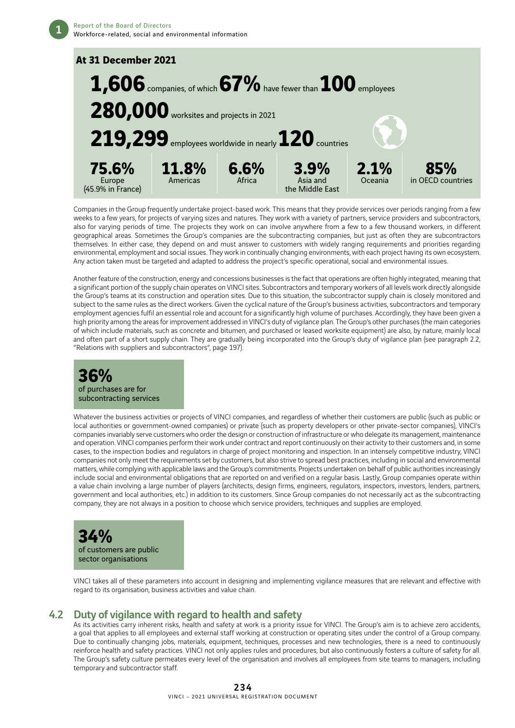**At 31 December 2021**

**1,606** companies, of which **67%** have fewer than **100** employees

**280,000** worksites and projects in 2021

**219,299** employees worldwide in nearly **120** countries

| **75.6%** Europe (45.9% in France) | **11.8%** Americas | **6.6%** Africa | **3.9%** Asia and the Middle East | **2.1%** Oceania | **85%** in OECD countries |
|---|---|---|---|---|---|

Companies in the Group frequently undertake project-based work. This means that they provide services over periods ranging from a few weeks to a few years, for projects of varying sizes and natures. They work with a variety of partners, service providers and subcontractors, also for varying periods of time. The projects they work on can involve anywhere from a few to a few thousand workers, in different geographical areas. Sometimes the Group's companies are the subcontracting companies, but just as often they are subcontractors themselves. In either case, they depend on and must answer to customers with widely ranging requirements and priorities regarding environmental, employment and social issues. They work in continually changing environments, with each project having its own ecosystem. Any action taken must be targeted and adapted to address the project's specific operational, social and environmental issues.

Another feature of the construction, energy and concessions businesses is the fact that operations are often highly integrated, meaning that a significant portion of the supply chain operates on VINCI sites. Subcontractors and temporary workers of all levels work directly alongside the Group's teams at its construction and operation sites. Due to this situation, the subcontractor supply chain is closely monitored and subject to the same rules as the direct workers. Given the cyclical nature of the Group's business activities, subcontractors and temporary employment agencies fulfil an essential role and account for a significantly high volume of purchases. Accordingly, they have been given a high priority among the areas for improvement addressed in VINCI's duty of vigilance plan. The Group's other purchases (the main categories of which include materials, such as concrete and bitumen, and purchased or leased worksite equipment) are also, by nature, mainly local and often part of a short supply chain. They are gradually being incorporated into the Group's duty of vigilance plan (see paragraph 2.2, "Relations with suppliers and subcontractors", page 197).

**36%**
of purchases are for subcontracting services

Whatever the business activities or projects of VINCI companies, and regardless of whether their customers are public (such as public or local authorities or government-owned companies) or private (such as property developers or other private-sector companies), VINCI's companies invariably serve customers who order the design or construction of infrastructure or who delegate its management, maintenance and operation. VINCI companies perform their work under contract and report continuously on their activity to their customers and, in some cases, to the inspection bodies and regulators in charge of project monitoring and inspection. In an intensely competitive industry, VINCI companies not only meet the requirements set by customers, but also strive to spread best practices, including in social and environmental matters, while complying with applicable laws and the Group's commitments. Projects undertaken on behalf of public authorities increasingly include social and environmental obligations that are reported on and verified on a regular basis. Lastly, Group companies operate within a value chain involving a large number of players (architects, design firms, engineers, regulators, inspectors, investors, lenders, partners, government and local authorities, etc.) in addition to its customers. Since Group companies do not necessarily act as the subcontracting company, they are not always in a position to choose which service providers, techniques and supplies are employed.

**34%**
of customers are public sector organisations

VINCI takes all of these parameters into account in designing and implementing vigilance measures that are relevant and effective with regard to its organisation, business activities and value chain.

## 4.2 Duty of vigilance with regard to health and safety

As its activities carry inherent risks, health and safety at work is a priority issue for VINCI. The Group's aim is to achieve zero accidents, a goal that applies to all employees and external staff working at construction or operating sites under the control of a Group company. Due to continually changing jobs, materials, equipment, techniques, processes and new technologies, there is a need to continuously reinforce health and safety practices. VINCI not only applies rules and procedures, but also continuously fosters a culture of safety for all. The Group's safety culture permeates every level of the organisation and involves all employees from site teams to managers, including temporary and subcontractor staff.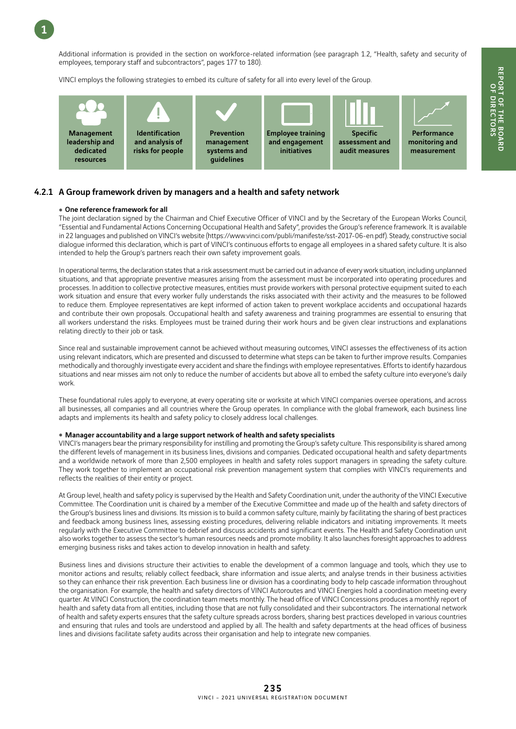Additional information is provided in the section on workforce-related information (see paragraph 1.2, "Health, safety and security of employees, temporary staff and subcontractors", pages 177 to 180).

VINCI employs the following strategies to embed its culture of safety for all into every level of the Group.

| Management leadership and dedicated resources | Identification and analysis of risks for people | Prevention management systems and guidelines | Employee training and engagement initiatives | Specific assessment and audit measures | Performance monitoring and measurement |
|---|---|---|---|---|---|

### 4.2.1 A Group framework driven by managers and a health and safety network

- **One reference framework for all**

The joint declaration signed by the Chairman and Chief Executive Officer of VINCI and by the Secretary of the European Works Council, "Essential and Fundamental Actions Concerning Occupational Health and Safety", provides the Group's reference framework. It is available in 22 languages and published on VINCI's website (https://www.vinci.com/publi/manifeste/sst-2017-06-en.pdf). Steady, constructive social dialogue informed this declaration, which is part of VINCI's continuous efforts to engage all employees in a shared safety culture. It is also intended to help the Group's partners reach their own safety improvement goals.

In operational terms, the declaration states that a risk assessment must be carried out in advance of every work situation, including unplanned situations, and that appropriate preventive measures arising from the assessment must be incorporated into operating procedures and processes. In addition to collective protective measures, entities must provide workers with personal protective equipment suited to each work situation and ensure that every worker fully understands the risks associated with their activity and the measures to be followed to reduce them. Employee representatives are kept informed of action taken to prevent workplace accidents and occupational hazards and contribute their own proposals. Occupational health and safety awareness and training programmes are essential to ensuring that all workers understand the risks. Employees must be trained during their work hours and be given clear instructions and explanations relating directly to their job or task.

Since real and sustainable improvement cannot be achieved without measuring outcomes, VINCI assesses the effectiveness of its action using relevant indicators, which are presented and discussed to determine what steps can be taken to further improve results. Companies methodically and thoroughly investigate every accident and share the findings with employee representatives. Efforts to identify hazardous situations and near misses aim not only to reduce the number of accidents but above all to embed the safety culture into everyone's daily work.

These foundational rules apply to everyone, at every operating site or worksite at which VINCI companies oversee operations, and across all businesses, all companies and all countries where the Group operates. In compliance with the global framework, each business line adapts and implements its health and safety policy to closely address local challenges.

- **Manager accountability and a large support network of health and safety specialists**

VINCI's managers bear the primary responsibility for instilling and promoting the Group's safety culture. This responsibility is shared among the different levels of management in its business lines, divisions and companies. Dedicated occupational health and safety departments and a worldwide network of more than 2,500 employees in health and safety roles support managers in spreading the safety culture. They work together to implement an occupational risk prevention management system that complies with VINCI's requirements and reflects the realities of their entity or project.

At Group level, health and safety policy is supervised by the Health and Safety Coordination unit, under the authority of the VINCI Executive Committee. The Coordination unit is chaired by a member of the Executive Committee and made up of the health and safety directors of the Group's business lines and divisions. Its mission is to build a common safety culture, mainly by facilitating the sharing of best practices and feedback among business lines, assessing existing procedures, delivering reliable indicators and initiating improvements. It meets regularly with the Executive Committee to debrief and discuss accidents and significant events. The Health and Safety Coordination unit also works together to assess the sector's human resources needs and promote mobility. It also launches foresight approaches to address emerging business risks and takes action to develop innovation in health and safety.

Business lines and divisions structure their activities to enable the development of a common language and tools, which they use to monitor actions and results; reliably collect feedback, share information and issue alerts; and analyse trends in their business activities so they can enhance their risk prevention. Each business line or division has a coordinating body to help cascade information throughout the organisation. For example, the health and safety directors of VINCI Autoroutes and VINCI Energies hold a coordination meeting every quarter. At VINCI Construction, the coordination team meets monthly. The head office of VINCI Concessions produces a monthly report of health and safety data from all entities, including those that are not fully consolidated and their subcontractors. The international network of health and safety experts ensures that the safety culture spreads across borders, sharing best practices developed in various countries and ensuring that rules and tools are understood and applied by all. The health and safety departments at the head offices of business lines and divisions facilitate safety audits across their organisation and help to integrate new companies.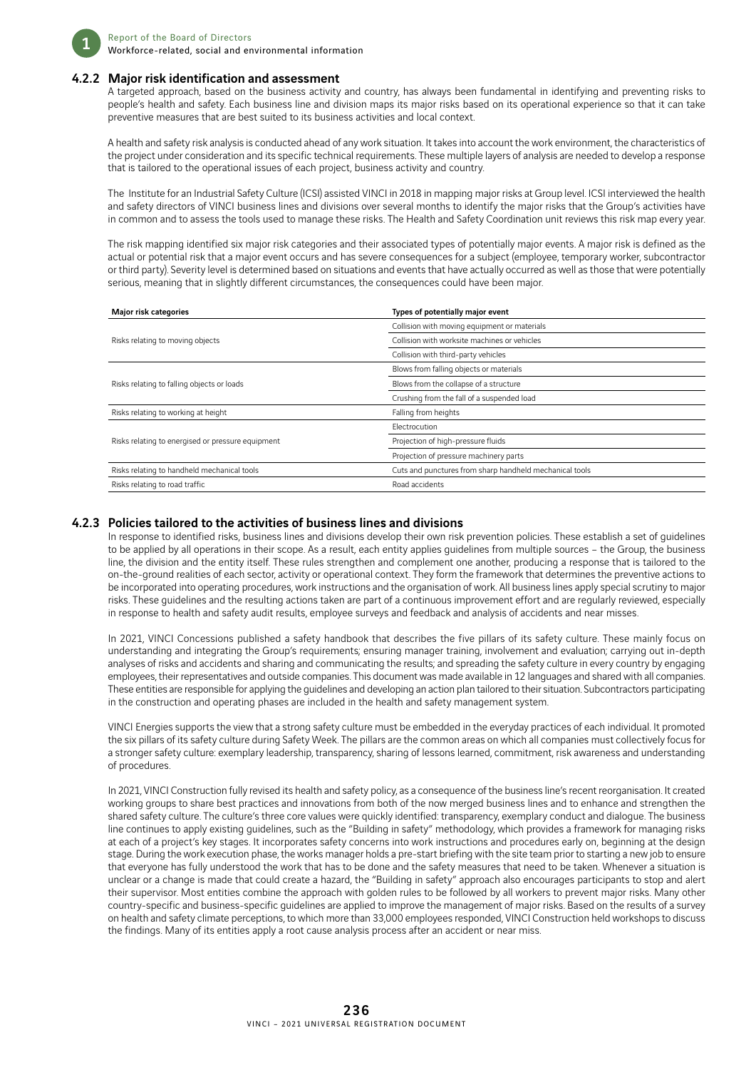### 4.2.2 Major risk identification and assessment

A targeted approach, based on the business activity and country, has always been fundamental in identifying and preventing risks to people's health and safety. Each business line and division maps its major risks based on its operational experience so that it can take preventive measures that are best suited to its business activities and local context.

A health and safety risk analysis is conducted ahead of any work situation. It takes into account the work environment, the characteristics of the project under consideration and its specific technical requirements. These multiple layers of analysis are needed to develop a response that is tailored to the operational issues of each project, business activity and country.

The Institute for an Industrial Safety Culture (ICSI) assisted VINCI in 2018 in mapping major risks at Group level. ICSI interviewed the health and safety directors of VINCI business lines and divisions over several months to identify the major risks that the Group's activities have in common and to assess the tools used to manage these risks. The Health and Safety Coordination unit reviews this risk map every year.

The risk mapping identified six major risk categories and their associated types of potentially major events. A major risk is defined as the actual or potential risk that a major event occurs and has severe consequences for a subject (employee, temporary worker, subcontractor or third party). Severity level is determined based on situations and events that have actually occurred as well as those that were potentially serious, meaning that in slightly different circumstances, the consequences could have been major.

| Major risk categories | Types of potentially major event |
|---|---|
| Risks relating to moving objects | Collision with moving equipment or materials |
| | Collision with worksite machines or vehicles |
| | Collision with third-party vehicles |
| Risks relating to falling objects or loads | Blows from falling objects or materials |
| | Blows from the collapse of a structure |
| | Crushing from the fall of a suspended load |
| Risks relating to working at height | Falling from heights |
| Risks relating to energised or pressure equipment | Electrocution |
| | Projection of high-pressure fluids |
| | Projection of pressure machinery parts |
| Risks relating to handheld mechanical tools | Cuts and punctures from sharp handheld mechanical tools |
| Risks relating to road traffic | Road accidents |

### 4.2.3 Policies tailored to the activities of business lines and divisions

In response to identified risks, business lines and divisions develop their own risk prevention policies. These establish a set of guidelines to be applied by all operations in their scope. As a result, each entity applies guidelines from multiple sources – the Group, the business line, the division and the entity itself. These rules strengthen and complement one another, producing a response that is tailored to the on-the-ground realities of each sector, activity or operational context. They form the framework that determines the preventive actions to be incorporated into operating procedures, work instructions and the organisation of work. All business lines apply special scrutiny to major risks. These guidelines and the resulting actions taken are part of a continuous improvement effort and are regularly reviewed, especially in response to health and safety audit results, employee surveys and feedback and analysis of accidents and near misses.

In 2021, VINCI Concessions published a safety handbook that describes the five pillars of its safety culture. These mainly focus on understanding and integrating the Group's requirements; ensuring manager training, involvement and evaluation; carrying out in-depth analyses of risks and accidents and sharing and communicating the results; and spreading the safety culture in every country by engaging employees, their representatives and outside companies. This document was made available in 12 languages and shared with all companies. These entities are responsible for applying the guidelines and developing an action plan tailored to their situation. Subcontractors participating in the construction and operating phases are included in the health and safety management system.

VINCI Energies supports the view that a strong safety culture must be embedded in the everyday practices of each individual. It promoted the six pillars of its safety culture during Safety Week. The pillars are the common areas on which all companies must collectively focus for a stronger safety culture: exemplary leadership, transparency, sharing of lessons learned, commitment, risk awareness and understanding of procedures.

In 2021, VINCI Construction fully revised its health and safety policy, as a consequence of the business line's recent reorganisation. It created working groups to share best practices and innovations from both of the now merged business lines and to enhance and strengthen the shared safety culture. The culture's three core values were quickly identified: transparency, exemplary conduct and dialogue. The business line continues to apply existing guidelines, such as the "Building in safety" methodology, which provides a framework for managing risks at each of a project's key stages. It incorporates safety concerns into work instructions and procedures early on, beginning at the design stage. During the work execution phase, the works manager holds a pre-start briefing with the site team prior to starting a new job to ensure that everyone has fully understood the work that has to be done and the safety measures that need to be taken. Whenever a situation is unclear or a change is made that could create a hazard, the "Building in safety" approach also encourages participants to stop and alert their supervisor. Most entities combine the approach with golden rules to be followed by all workers to prevent major risks. Many other country-specific and business-specific guidelines are applied to improve the management of major risks. Based on the results of a survey on health and safety climate perceptions, to which more than 33,000 employees responded, VINCI Construction held workshops to discuss the findings. Many of its entities apply a root cause analysis process after an accident or near miss.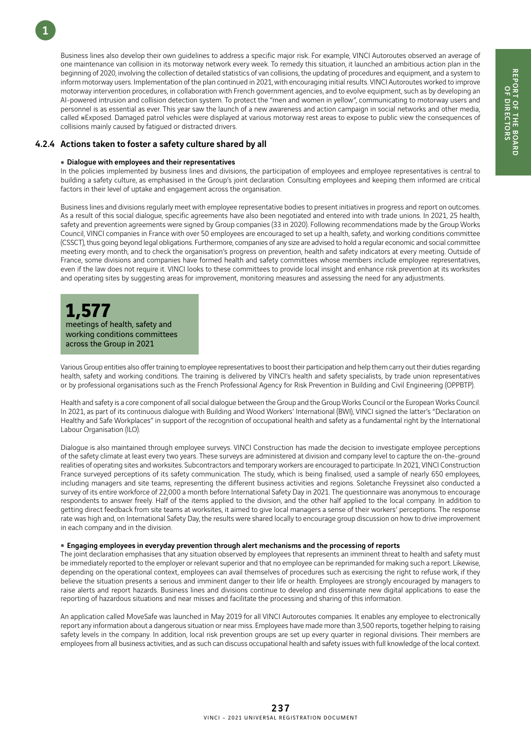Business lines also develop their own guidelines to address a specific major risk. For example, VINCI Autoroutes observed an average of one maintenance van collision in its motorway network every week. To remedy this situation, it launched an ambitious action plan in the beginning of 2020, involving the collection of detailed statistics of van collisions, the updating of procedures and equipment, and a system to inform motorway users. Implementation of the plan continued in 2021, with encouraging initial results. VINCI Autoroutes worked to improve motorway intervention procedures, in collaboration with French government agencies, and to evolve equipment, such as by developing an AI-powered intrusion and collision detection system. To protect the "men and women in yellow", communicating to motorway users and personnel is as essential as ever. This year saw the launch of a new awareness and action campaign in social networks and other media, called #Exposed. Damaged patrol vehicles were displayed at various motorway rest areas to expose to public view the consequences of collisions mainly caused by fatigued or distracted drivers.

### 4.2.4 Actions taken to foster a safety culture shared by all

**• Dialogue with employees and their representatives**

In the policies implemented by business lines and divisions, the participation of employees and employee representatives is central to building a safety culture, as emphasised in the Group's joint declaration. Consulting employees and keeping them informed are critical factors in their level of uptake and engagement across the organisation.

Business lines and divisions regularly meet with employee representative bodies to present initiatives in progress and report on outcomes. As a result of this social dialogue, specific agreements have also been negotiated and entered into with trade unions. In 2021, 25 health, safety and prevention agreements were signed by Group companies (33 in 2020). Following recommendations made by the Group Works Council, VINCI companies in France with over 50 employees are encouraged to set up a health, safety, and working conditions committee (CSSCT), thus going beyond legal obligations. Furthermore, companies of any size are advised to hold a regular economic and social committee meeting every month, and to check the organisation's progress on prevention, health and safety indicators at every meeting. Outside of France, some divisions and companies have formed health and safety committees whose members include employee representatives, even if the law does not require it. VINCI looks to these committees to provide local insight and enhance risk prevention at its worksites and operating sites by suggesting areas for improvement, monitoring measures and assessing the need for any adjustments.

**1,577**
meetings of health, safety and working conditions committees across the Group in 2021

Various Group entities also offer training to employee representatives to boost their participation and help them carry out their duties regarding health, safety and working conditions. The training is delivered by VINCI's health and safety specialists, by trade union representatives or by professional organisations such as the French Professional Agency for Risk Prevention in Building and Civil Engineering (OPPBTP).

Health and safety is a core component of all social dialogue between the Group and the Group Works Council or the European Works Council. In 2021, as part of its continuous dialogue with Building and Wood Workers' International (BWI), VINCI signed the latter's "Declaration on Healthy and Safe Workplaces" in support of the recognition of occupational health and safety as a fundamental right by the International Labour Organisation (ILO).

Dialogue is also maintained through employee surveys. VINCI Construction has made the decision to investigate employee perceptions of the safety climate at least every two years. These surveys are administered at division and company level to capture the on-the-ground realities of operating sites and worksites. Subcontractors and temporary workers are encouraged to participate. In 2021, VINCI Construction France surveyed perceptions of its safety communication. The study, which is being finalised, used a sample of nearly 650 employees, including managers and site teams, representing the different business activities and regions. Soletanche Freyssinet also conducted a survey of its entire workforce of 22,000 a month before International Safety Day in 2021. The questionnaire was anonymous to encourage respondents to answer freely. Half of the items applied to the division, and the other half applied to the local company. In addition to getting direct feedback from site teams at worksites, it aimed to give local managers a sense of their workers' perceptions. The response rate was high and, on International Safety Day, the results were shared locally to encourage group discussion on how to drive improvement in each company and in the division.

**• Engaging employees in everyday prevention through alert mechanisms and the processing of reports**

The joint declaration emphasises that any situation observed by employees that represents an imminent threat to health and safety must be immediately reported to the employer or relevant superior and that no employee can be reprimanded for making such a report. Likewise, depending on the operational context, employees can avail themselves of procedures such as exercising the right to refuse work, if they believe the situation presents a serious and imminent danger to their life or health. Employees are strongly encouraged by managers to raise alerts and report hazards. Business lines and divisions continue to develop and disseminate new digital applications to ease the reporting of hazardous situations and near misses and facilitate the processing and sharing of this information.

An application called MoveSafe was launched in May 2019 for all VINCI Autoroutes companies. It enables any employee to electronically report any information about a dangerous situation or near miss. Employees have made more than 3,500 reports, together helping to raising safety levels in the company. In addition, local risk prevention groups are set up every quarter in regional divisions. Their members are employees from all business activities, and as such can discuss occupational health and safety issues with full knowledge of the local context.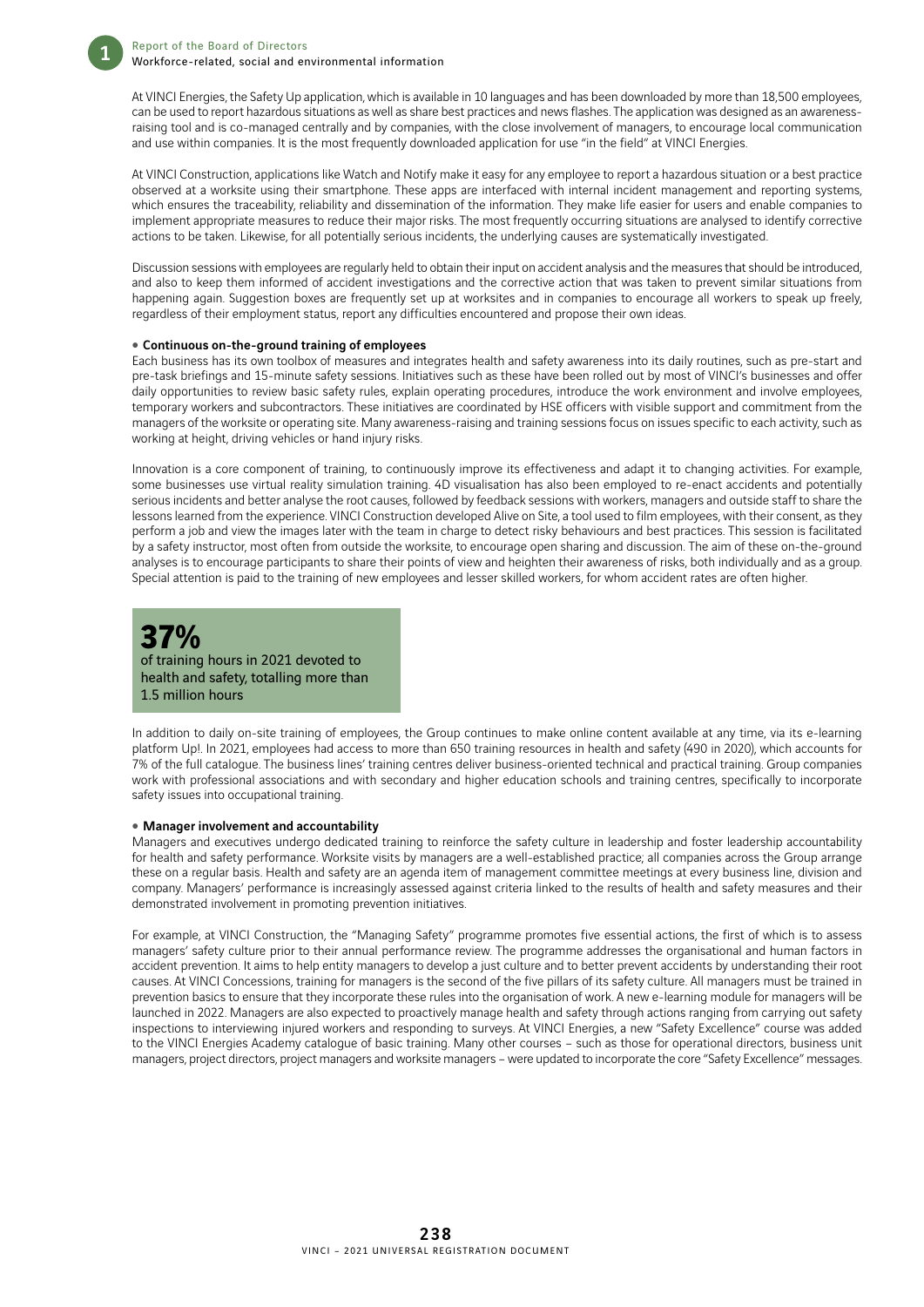At VINCI Energies, the Safety Up application, which is available in 10 languages and has been downloaded by more than 18,500 employees, can be used to report hazardous situations as well as share best practices and news flashes. The application was designed as an awareness-raising tool and is co-managed centrally and by companies, with the close involvement of managers, to encourage local communication and use within companies. It is the most frequently downloaded application for use "in the field" at VINCI Energies.

At VINCI Construction, applications like Watch and Notify make it easy for any employee to report a hazardous situation or a best practice observed at a worksite using their smartphone. These apps are interfaced with internal incident management and reporting systems, which ensures the traceability, reliability and dissemination of the information. They make life easier for users and enable companies to implement appropriate measures to reduce their major risks. The most frequently occurring situations are analysed to identify corrective actions to be taken. Likewise, for all potentially serious incidents, the underlying causes are systematically investigated.

Discussion sessions with employees are regularly held to obtain their input on accident analysis and the measures that should be introduced, and also to keep them informed of accident investigations and the corrective action that was taken to prevent similar situations from happening again. Suggestion boxes are frequently set up at worksites and in companies to encourage all workers to speak up freely, regardless of their employment status, report any difficulties encountered and propose their own ideas.

- **Continuous on-the-ground training of employees**

Each business has its own toolbox of measures and integrates health and safety awareness into its daily routines, such as pre-start and pre-task briefings and 15-minute safety sessions. Initiatives such as these have been rolled out by most of VINCI's businesses and offer daily opportunities to review basic safety rules, explain operating procedures, introduce the work environment and involve employees, temporary workers and subcontractors. These initiatives are coordinated by HSE officers with visible support and commitment from the managers of the worksite or operating site. Many awareness-raising and training sessions focus on issues specific to each activity, such as working at height, driving vehicles or hand injury risks.

Innovation is a core component of training, to continuously improve its effectiveness and adapt it to changing activities. For example, some businesses use virtual reality simulation training. 4D visualisation has also been employed to re-enact accidents and potentially serious incidents and better analyse the root causes, followed by feedback sessions with workers, managers and outside staff to share the lessons learned from the experience. VINCI Construction developed Alive on Site, a tool used to film employees, with their consent, as they perform a job and view the images later with the team in charge to detect risky behaviours and best practices. This session is facilitated by a safety instructor, most often from outside the worksite, to encourage open sharing and discussion. The aim of these on-the-ground analyses is to encourage participants to share their points of view and heighten their awareness of risks, both individually and as a group. Special attention is paid to the training of new employees and lesser skilled workers, for whom accident rates are often higher.

**37%**
of training hours in 2021 devoted to health and safety, totalling more than 1.5 million hours

In addition to daily on-site training of employees, the Group continues to make online content available at any time, via its e-learning platform Up!. In 2021, employees had access to more than 650 training resources in health and safety (490 in 2020), which accounts for 7% of the full catalogue. The business lines' training centres deliver business-oriented technical and practical training. Group companies work with professional associations and with secondary and higher education schools and training centres, specifically to incorporate safety issues into occupational training.

- **Manager involvement and accountability**

Managers and executives undergo dedicated training to reinforce the safety culture in leadership and foster leadership accountability for health and safety performance. Worksite visits by managers are a well-established practice; all companies across the Group arrange these on a regular basis. Health and safety are an agenda item of management committee meetings at every business line, division and company. Managers' performance is increasingly assessed against criteria linked to the results of health and safety measures and their demonstrated involvement in promoting prevention initiatives.

For example, at VINCI Construction, the "Managing Safety" programme promotes five essential actions, the first of which is to assess managers' safety culture prior to their annual performance review. The programme addresses the organisational and human factors in accident prevention. It aims to help entity managers to develop a just culture and to better prevent accidents by understanding their root causes. At VINCI Concessions, training for managers is the second of the five pillars of its safety culture. All managers must be trained in prevention basics to ensure that they incorporate these rules into the organisation of work. A new e-learning module for managers will be launched in 2022. Managers are also expected to proactively manage health and safety through actions ranging from carrying out safety inspections to interviewing injured workers and responding to surveys. At VINCI Energies, a new "Safety Excellence" course was added to the VINCI Energies Academy catalogue of basic training. Many other courses – such as those for operational directors, business unit managers, project directors, project managers and worksite managers – were updated to incorporate the core "Safety Excellence" messages.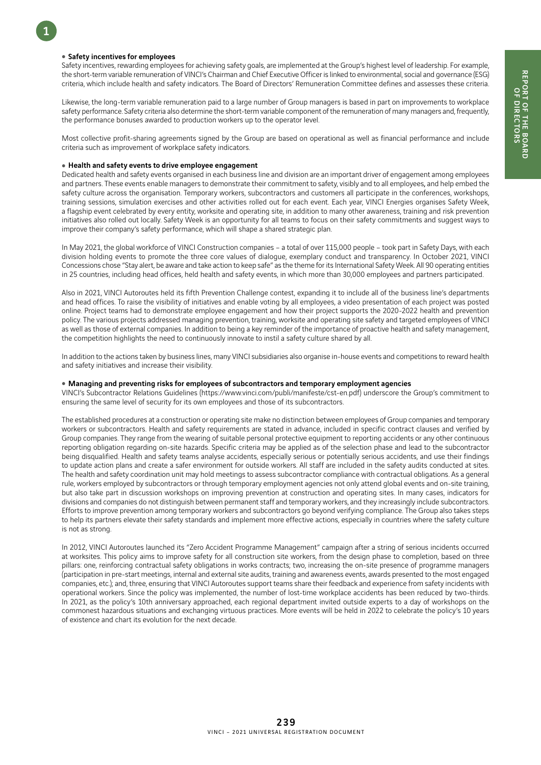**• Safety incentives for employees**

Safety incentives, rewarding employees for achieving safety goals, are implemented at the Group's highest level of leadership. For example, the short-term variable remuneration of VINCI's Chairman and Chief Executive Officer is linked to environmental, social and governance (ESG) criteria, which include health and safety indicators. The Board of Directors' Remuneration Committee defines and assesses these criteria.

Likewise, the long-term variable remuneration paid to a large number of Group managers is based in part on improvements to workplace safety performance. Safety criteria also determine the short-term variable component of the remuneration of many managers and, frequently, the performance bonuses awarded to production workers up to the operator level.

Most collective profit-sharing agreements signed by the Group are based on operational as well as financial performance and include criteria such as improvement of workplace safety indicators.

**• Health and safety events to drive employee engagement**

Dedicated health and safety events organised in each business line and division are an important driver of engagement among employees and partners. These events enable managers to demonstrate their commitment to safety, visibly and to all employees, and help embed the safety culture across the organisation. Temporary workers, subcontractors and customers all participate in the conferences, workshops, training sessions, simulation exercises and other activities rolled out for each event. Each year, VINCI Energies organises Safety Week, a flagship event celebrated by every entity, worksite and operating site, in addition to many other awareness, training and risk prevention initiatives also rolled out locally. Safety Week is an opportunity for all teams to focus on their safety commitments and suggest ways to improve their company's safety performance, which will shape a shared strategic plan.

In May 2021, the global workforce of VINCI Construction companies – a total of over 115,000 people – took part in Safety Days, with each division holding events to promote the three core values of dialogue, exemplary conduct and transparency. In October 2021, VINCI Concessions chose "Stay alert, be aware and take action to keep safe" as the theme for its International Safety Week. All 90 operating entities in 25 countries, including head offices, held health and safety events, in which more than 30,000 employees and partners participated.

Also in 2021, VINCI Autoroutes held its fifth Prevention Challenge contest, expanding it to include all of the business line's departments and head offices. To raise the visibility of initiatives and enable voting by all employees, a video presentation of each project was posted online. Project teams had to demonstrate employee engagement and how their project supports the 2020-2022 health and prevention policy. The various projects addressed managing prevention, training, worksite and operating site safety and targeted employees of VINCI as well as those of external companies. In addition to being a key reminder of the importance of proactive health and safety management, the competition highlights the need to continuously innovate to instil a safety culture shared by all.

In addition to the actions taken by business lines, many VINCI subsidiaries also organise in-house events and competitions to reward health and safety initiatives and increase their visibility.

**• Managing and preventing risks for employees of subcontractors and temporary employment agencies**

VINCI's Subcontractor Relations Guidelines (https://www.vinci.com/publi/manifeste/cst-en.pdf) underscore the Group's commitment to ensuring the same level of security for its own employees and those of its subcontractors.

The established procedures at a construction or operating site make no distinction between employees of Group companies and temporary workers or subcontractors. Health and safety requirements are stated in advance, included in specific contract clauses and verified by Group companies. They range from the wearing of suitable personal protective equipment to reporting accidents or any other continuous reporting obligation regarding on-site hazards. Specific criteria may be applied as of the selection phase and lead to the subcontractor being disqualified. Health and safety teams analyse accidents, especially serious or potentially serious accidents, and use their findings to update action plans and create a safer environment for outside workers. All staff are included in the safety audits conducted at sites. The health and safety coordination unit may hold meetings to assess subcontractor compliance with contractual obligations. As a general rule, workers employed by subcontractors or through temporary employment agencies not only attend global events and on-site training, but also take part in discussion workshops on improving prevention at construction and operating sites. In many cases, indicators for divisions and companies do not distinguish between permanent staff and temporary workers, and they increasingly include subcontractors. Efforts to improve prevention among temporary workers and subcontractors go beyond verifying compliance. The Group also takes steps to help its partners elevate their safety standards and implement more effective actions, especially in countries where the safety culture is not as strong.

In 2012, VINCI Autoroutes launched its "Zero Accident Programme Management" campaign after a string of serious incidents occurred at worksites. This policy aims to improve safety for all construction site workers, from the design phase to completion, based on three pillars: one, reinforcing contractual safety obligations in works contracts; two, increasing the on-site presence of programme managers (participation in pre-start meetings, internal and external site audits, training and awareness events, awards presented to the most engaged companies, etc.); and, three, ensuring that VINCI Autoroutes support teams share their feedback and experience from safety incidents with operational workers. Since the policy was implemented, the number of lost-time workplace accidents has been reduced by two-thirds. In 2021, as the policy's 10th anniversary approached, each regional department invited outside experts to a day of workshops on the commonest hazardous situations and exchanging virtuous practices. More events will be held in 2022 to celebrate the policy's 10 years of existence and chart its evolution for the next decade.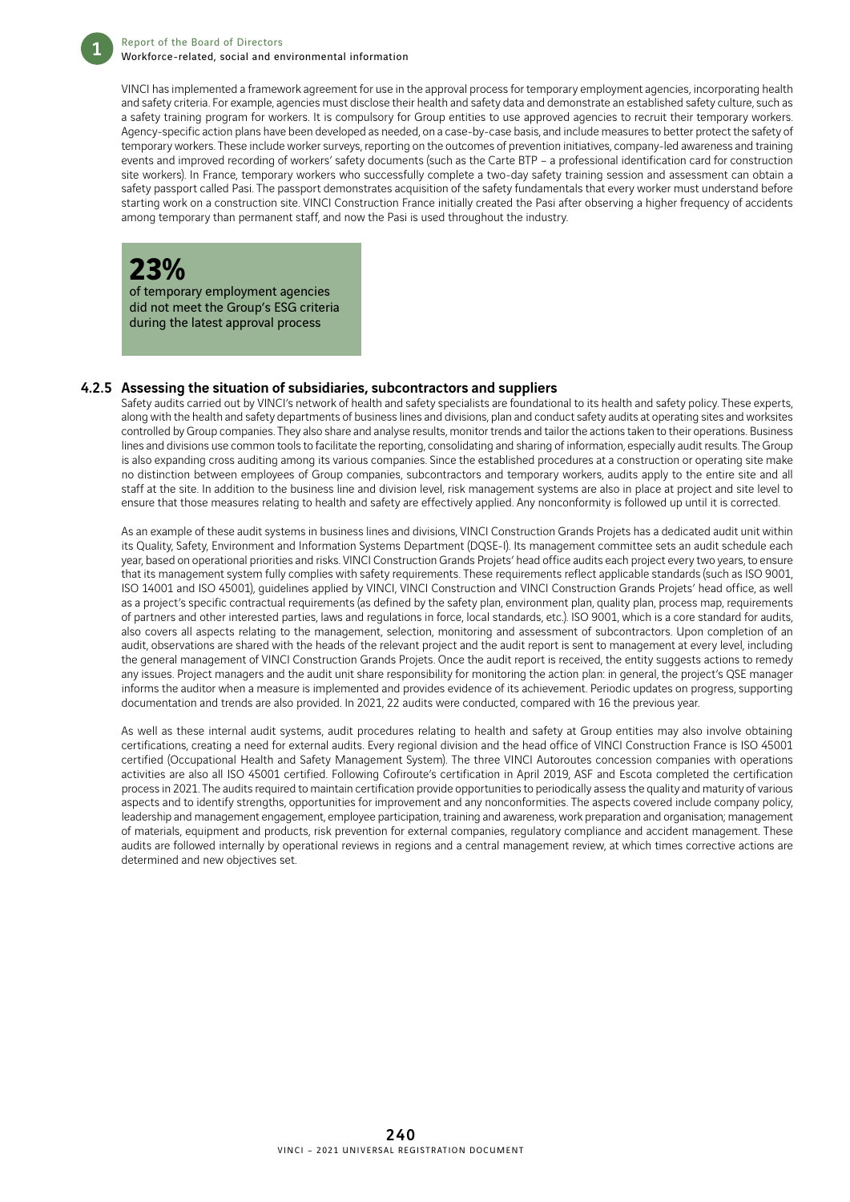VINCI has implemented a framework agreement for use in the approval process for temporary employment agencies, incorporating health and safety criteria. For example, agencies must disclose their health and safety data and demonstrate an established safety culture, such as a safety training program for workers. It is compulsory for Group entities to use approved agencies to recruit their temporary workers. Agency-specific action plans have been developed as needed, on a case-by-case basis, and include measures to better protect the safety of temporary workers. These include worker surveys, reporting on the outcomes of prevention initiatives, company-led awareness and training events and improved recording of workers' safety documents (such as the Carte BTP – a professional identification card for construction site workers). In France, temporary workers who successfully complete a two-day safety training session and assessment can obtain a safety passport called Pasi. The passport demonstrates acquisition of the safety fundamentals that every worker must understand before starting work on a construction site. VINCI Construction France initially created the Pasi after observing a higher frequency of accidents among temporary than permanent staff, and now the Pasi is used throughout the industry.

**23%**
of temporary employment agencies did not meet the Group's ESG criteria during the latest approval process

### 4.2.5 Assessing the situation of subsidiaries, subcontractors and suppliers

Safety audits carried out by VINCI's network of health and safety specialists are foundational to its health and safety policy. These experts, along with the health and safety departments of business lines and divisions, plan and conduct safety audits at operating sites and worksites controlled by Group companies. They also share and analyse results, monitor trends and tailor the actions taken to their operations. Business lines and divisions use common tools to facilitate the reporting, consolidating and sharing of information, especially audit results. The Group is also expanding cross auditing among its various companies. Since the established procedures at a construction or operating site make no distinction between employees of Group companies, subcontractors and temporary workers, audits apply to the entire site and all staff at the site. In addition to the business line and division level, risk management systems are also in place at project and site level to ensure that those measures relating to health and safety are effectively applied. Any nonconformity is followed up until it is corrected.

As an example of these audit systems in business lines and divisions, VINCI Construction Grands Projets has a dedicated audit unit within its Quality, Safety, Environment and Information Systems Department (DQSE-I). Its management committee sets an audit schedule each year, based on operational priorities and risks. VINCI Construction Grands Projets' head office audits each project every two years, to ensure that its management system fully complies with safety requirements. These requirements reflect applicable standards (such as ISO 9001, ISO 14001 and ISO 45001), guidelines applied by VINCI, VINCI Construction and VINCI Construction Grands Projets' head office, as well as a project's specific contractual requirements (as defined by the safety plan, environment plan, quality plan, process map, requirements of partners and other interested parties, laws and regulations in force, local standards, etc.). ISO 9001, which is a core standard for audits, also covers all aspects relating to the management, selection, monitoring and assessment of subcontractors. Upon completion of an audit, observations are shared with the heads of the relevant project and the audit report is sent to management at every level, including the general management of VINCI Construction Grands Projets. Once the audit report is received, the entity suggests actions to remedy any issues. Project managers and the audit unit share responsibility for monitoring the action plan: in general, the project's QSE manager informs the auditor when a measure is implemented and provides evidence of its achievement. Periodic updates on progress, supporting documentation and trends are also provided. In 2021, 22 audits were conducted, compared with 16 the previous year.

As well as these internal audit systems, audit procedures relating to health and safety at Group entities may also involve obtaining certifications, creating a need for external audits. Every regional division and the head office of VINCI Construction France is ISO 45001 certified (Occupational Health and Safety Management System). The three VINCI Autoroutes concession companies with operations activities are also all ISO 45001 certified. Following Cofiroute's certification in April 2019, ASF and Escota completed the certification process in 2021. The audits required to maintain certification provide opportunities to periodically assess the quality and maturity of various aspects and to identify strengths, opportunities for improvement and any nonconformities. The aspects covered include company policy, leadership and management engagement, employee participation, training and awareness, work preparation and organisation; management of materials, equipment and products, risk prevention for external companies, regulatory compliance and accident management. These audits are followed internally by operational reviews in regions and a central management review, at which times corrective actions are determined and new objectives set.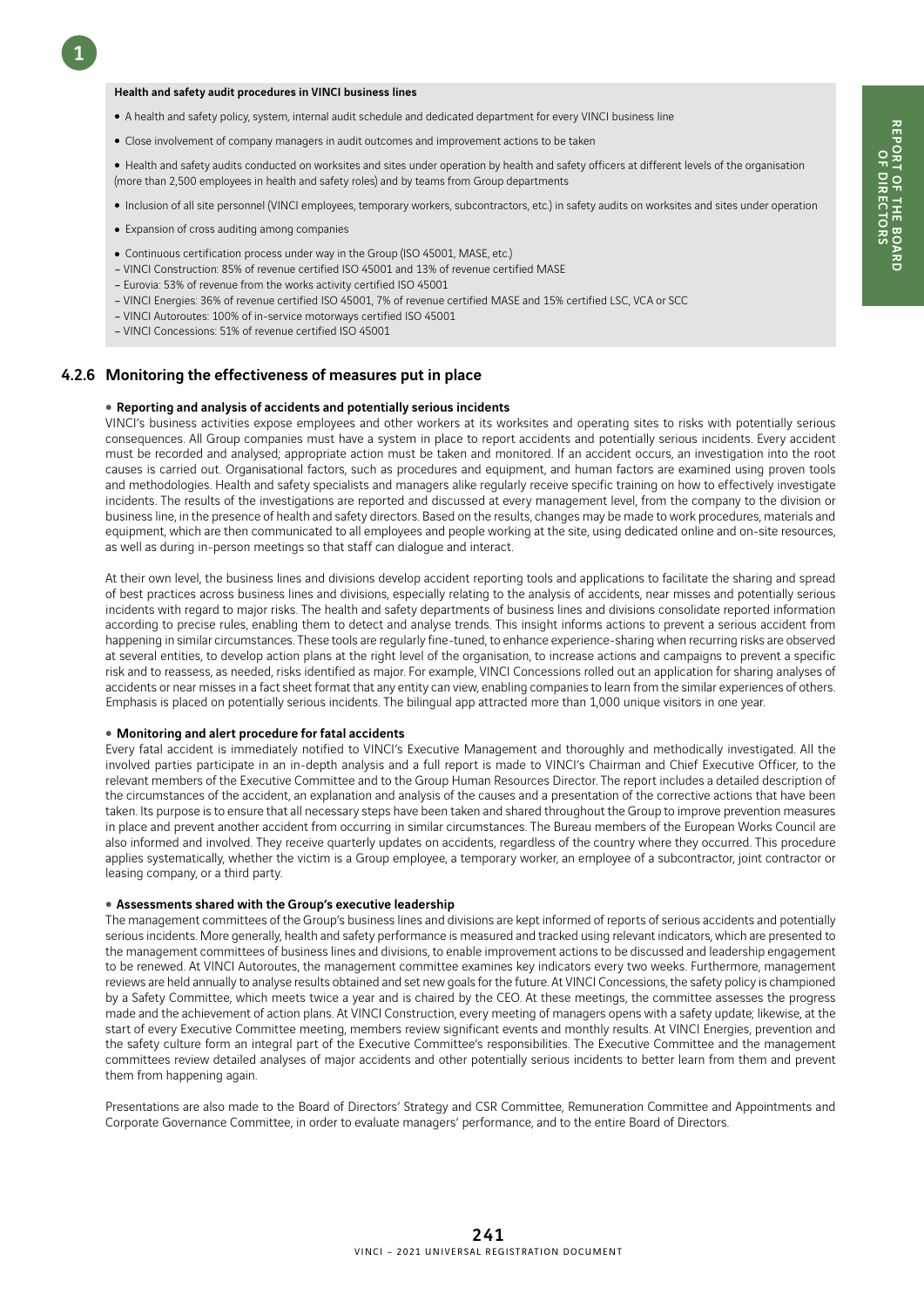**Health and safety audit procedures in VINCI business lines**

- A health and safety policy, system, internal audit schedule and dedicated department for every VINCI business line
- Close involvement of company managers in audit outcomes and improvement actions to be taken
- Health and safety audits conducted on worksites and sites under operation by health and safety officers at different levels of the organisation (more than 2,500 employees in health and safety roles) and by teams from Group departments
- Inclusion of all site personnel (VINCI employees, temporary workers, subcontractors, etc.) in safety audits on worksites and sites under operation
- Expansion of cross auditing among companies
- Continuous certification process under way in the Group (ISO 45001, MASE, etc.)
  - VINCI Construction: 85% of revenue certified ISO 45001 and 13% of revenue certified MASE
  - Eurovia: 53% of revenue from the works activity certified ISO 45001
  - VINCI Energies: 36% of revenue certified ISO 45001, 7% of revenue certified MASE and 15% certified LSC, VCA or SCC
  - VINCI Autoroutes: 100% of in-service motorways certified ISO 45001
  - VINCI Concessions: 51% of revenue certified ISO 45001

### 4.2.6 Monitoring the effectiveness of measures put in place

**• Reporting and analysis of accidents and potentially serious incidents**

VINCI's business activities expose employees and other workers at its worksites and operating sites to risks with potentially serious consequences. All Group companies must have a system in place to report accidents and potentially serious incidents. Every accident must be recorded and analysed; appropriate action must be taken and monitored. If an accident occurs, an investigation into the root causes is carried out. Organisational factors, such as procedures and equipment, and human factors are examined using proven tools and methodologies. Health and safety specialists and managers alike regularly receive specific training on how to effectively investigate incidents. The results of the investigations are reported and discussed at every management level, from the company to the division or business line, in the presence of health and safety directors. Based on the results, changes may be made to work procedures, materials and equipment, which are then communicated to all employees and people working at the site, using dedicated online and on-site resources, as well as during in-person meetings so that staff can dialogue and interact.

At their own level, the business lines and divisions develop accident reporting tools and applications to facilitate the sharing and spread of best practices across business lines and divisions, especially relating to the analysis of accidents, near misses and potentially serious incidents with regard to major risks. The health and safety departments of business lines and divisions consolidate reported information according to precise rules, enabling them to detect and analyse trends. This insight informs actions to prevent a serious accident from happening in similar circumstances. These tools are regularly fine-tuned, to enhance experience-sharing when recurring risks are observed at several entities, to develop action plans at the right level of the organisation, to increase actions and campaigns to prevent a specific risk and to reassess, as needed, risks identified as major. For example, VINCI Concessions rolled out an application for sharing analyses of accidents or near misses in a fact sheet format that any entity can view, enabling companies to learn from the similar experiences of others. Emphasis is placed on potentially serious incidents. The bilingual app attracted more than 1,000 unique visitors in one year.

**• Monitoring and alert procedure for fatal accidents**

Every fatal accident is immediately notified to VINCI's Executive Management and thoroughly and methodically investigated. All the involved parties participate in an in-depth analysis and a full report is made to VINCI's Chairman and Chief Executive Officer, to the relevant members of the Executive Committee and to the Group Human Resources Director. The report includes a detailed description of the circumstances of the accident, an explanation and analysis of the causes and a presentation of the corrective actions that have been taken. Its purpose is to ensure that all necessary steps have been taken and shared throughout the Group to improve prevention measures in place and prevent another accident from occurring in similar circumstances. The Bureau members of the European Works Council are also informed and involved. They receive quarterly updates on accidents, regardless of the country where they occurred. This procedure applies systematically, whether the victim is a Group employee, a temporary worker, an employee of a subcontractor, joint contractor or leasing company, or a third party.

**• Assessments shared with the Group's executive leadership**

The management committees of the Group's business lines and divisions are kept informed of reports of serious accidents and potentially serious incidents. More generally, health and safety performance is measured and tracked using relevant indicators, which are presented to the management committees of business lines and divisions, to enable improvement actions to be discussed and leadership engagement to be renewed. At VINCI Autoroutes, the management committee examines key indicators every two weeks. Furthermore, management reviews are held annually to analyse results obtained and set new goals for the future. At VINCI Concessions, the safety policy is championed by a Safety Committee, which meets twice a year and is chaired by the CEO. At these meetings, the committee assesses the progress made and the achievement of action plans. At VINCI Construction, every meeting of managers opens with a safety update; likewise, at the start of every Executive Committee meeting, members review significant events and monthly results. At VINCI Energies, prevention and the safety culture form an integral part of the Executive Committee's responsibilities. The Executive Committee and the management committees review detailed analyses of major accidents and other potentially serious incidents to better learn from them and prevent them from happening again.

Presentations are also made to the Board of Directors' Strategy and CSR Committee, Remuneration Committee and Appointments and Corporate Governance Committee, in order to evaluate managers' performance, and to the entire Board of Directors.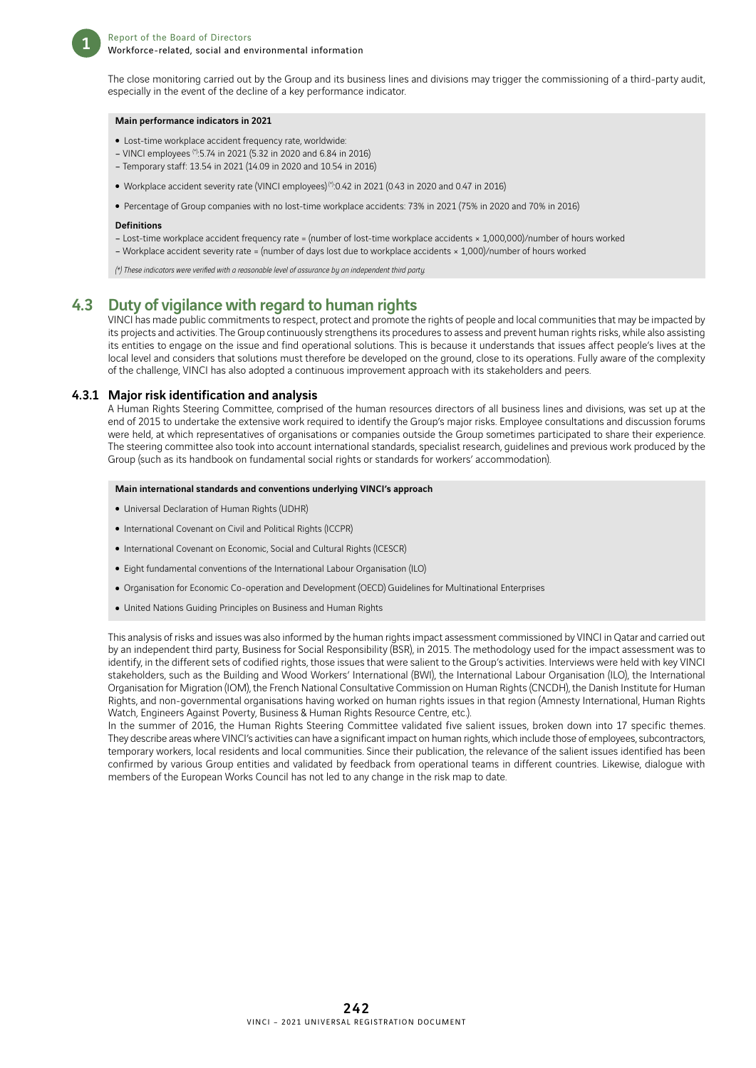The close monitoring carried out by the Group and its business lines and divisions may trigger the commissioning of a third-party audit, especially in the event of the decline of a key performance indicator.

**Main performance indicators in 2021**

- Lost-time workplace accident frequency rate, worldwide:
  - VINCI employees [*]: 5.74 in 2021 (5.32 in 2020 and 6.84 in 2016)
  - Temporary staff: 13.54 in 2021 (14.09 in 2020 and 10.54 in 2016)
- Workplace accident severity rate (VINCI employees) [*]: 0.42 in 2021 (0.43 in 2020 and 0.47 in 2016)
- Percentage of Group companies with no lost-time workplace accidents: 73% in 2021 (75% in 2020 and 70% in 2016)

**Definitions**

– Lost-time workplace accident frequency rate = (number of lost-time workplace accidents × 1,000,000)/number of hours worked
– Workplace accident severity rate = (number of days lost due to workplace accidents × 1,000)/number of hours worked

*(\*) These indicators were verified with a reasonable level of assurance by an independent third party.*

## 4.3 Duty of vigilance with regard to human rights

VINCI has made public commitments to respect, protect and promote the rights of people and local communities that may be impacted by its projects and activities. The Group continuously strengthens its procedures to assess and prevent human rights risks, while also assisting its entities to engage on the issue and find operational solutions. This is because it understands that issues affect people's lives at the local level and considers that solutions must therefore be developed on the ground, close to its operations. Fully aware of the complexity of the challenge, VINCI has also adopted a continuous improvement approach with its stakeholders and peers.

### 4.3.1 Major risk identification and analysis

A Human Rights Steering Committee, comprised of the human resources directors of all business lines and divisions, was set up at the end of 2015 to undertake the extensive work required to identify the Group's major risks. Employee consultations and discussion forums were held, at which representatives of organisations or companies outside the Group sometimes participated to share their experience. The steering committee also took into account international standards, specialist research, guidelines and previous work produced by the Group (such as its handbook on fundamental social rights or standards for workers' accommodation).

**Main international standards and conventions underlying VINCI's approach**

- Universal Declaration of Human Rights (UDHR)
- International Covenant on Civil and Political Rights (ICCPR)
- International Covenant on Economic, Social and Cultural Rights (ICESCR)
- Eight fundamental conventions of the International Labour Organisation (ILO)
- Organisation for Economic Co-operation and Development (OECD) Guidelines for Multinational Enterprises
- United Nations Guiding Principles on Business and Human Rights

This analysis of risks and issues was also informed by the human rights impact assessment commissioned by VINCI in Qatar and carried out by an independent third party, Business for Social Responsibility (BSR), in 2015. The methodology used for the impact assessment was to identify, in the different sets of codified rights, those issues that were salient to the Group's activities. Interviews were held with key VINCI stakeholders, such as the Building and Wood Workers' International (BWI), the International Labour Organisation (ILO), the International Organisation for Migration (IOM), the French National Consultative Commission on Human Rights (CNCDH), the Danish Institute for Human Rights, and non-governmental organisations having worked on human rights issues in that region (Amnesty International, Human Rights Watch, Engineers Against Poverty, Business & Human Rights Resource Centre, etc.).

In the summer of 2016, the Human Rights Steering Committee validated five salient issues, broken down into 17 specific themes. They describe areas where VINCI's activities can have a significant impact on human rights, which include those of employees, subcontractors, temporary workers, local residents and local communities. Since their publication, the relevance of the salient issues identified has been confirmed by various Group entities and validated by feedback from operational teams in different countries. Likewise, dialogue with members of the European Works Council has not led to any change in the risk map to date.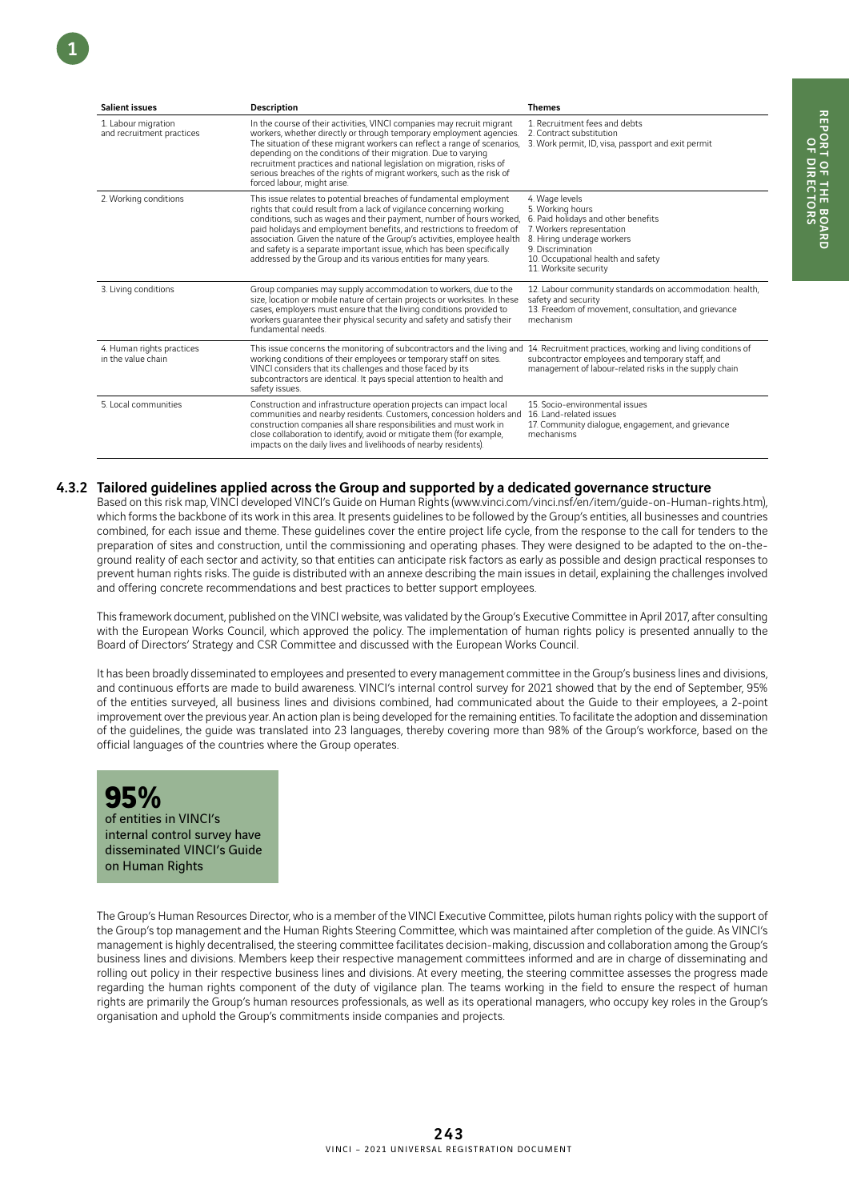| Salient issues | Description | Themes |
|---|---|---|
| 1. Labour migration and recruitment practices | In the course of their activities, VINCI companies may recruit migrant workers, whether directly or through temporary employment agencies. The situation of these migrant workers can reflect a range of scenarios, depending on the conditions of their migration. Due to varying recruitment practices and national legislation on migration, risks of serious breaches of the rights of migrant workers, such as the risk of forced labour, might arise. | 1. Recruitment fees and debts<br>2. Contract substitution<br>3. Work permit, ID, visa, passport and exit permit |
| 2. Working conditions | This issue relates to potential breaches of fundamental employment rights that could result from a lack of vigilance concerning working conditions, such as wages and their payment, number of hours worked, paid holidays and employment benefits, and restrictions to freedom of association. Given the nature of the Group's activities, employee health and safety is a separate important issue, which has been specifically addressed by the Group and its various entities for many years. | 4. Wage levels<br>5. Working hours<br>6. Paid holidays and other benefits<br>7. Workers representation<br>8. Hiring underage workers<br>9. Discrimination<br>10. Occupational health and safety<br>11. Worksite security |
| 3. Living conditions | Group companies may supply accommodation to workers, due to the size, location or mobile nature of certain projects or worksites. In these cases, employers must ensure that the living conditions provided to workers guarantee their physical security and safety and satisfy their fundamental needs. | 12. Labour community standards on accommodation: health, safety and security<br>13. Freedom of movement, consultation, and grievance mechanism |
| 4. Human rights practices in the value chain | This issue concerns the monitoring of subcontractors and the living and working conditions of their employees or temporary staff on sites. VINCI considers that its challenges and those faced by its subcontractors are identical. It pays special attention to health and safety issues. | 14. Recruitment practices, working and living conditions of subcontractor employees and temporary staff, and management of labour-related risks in the supply chain |
| 5. Local communities | Construction and infrastructure operation projects can impact local communities and nearby residents. Customers, concession holders and construction companies all share responsibilities and must work in close collaboration to identify, avoid or mitigate them (for example, impacts on the daily lives and livelihoods of nearby residents). | 15. Socio-environmental issues<br>16. Land-related issues<br>17. Community dialogue, engagement, and grievance mechanisms |

### 4.3.2 Tailored guidelines applied across the Group and supported by a dedicated governance structure

Based on this risk map, VINCI developed VINCI's Guide on Human Rights (www.vinci.com/vinci.nsf/en/item/guide-on-Human-rights.htm), which forms the backbone of its work in this area. It presents guidelines to be followed by the Group's entities, all businesses and countries combined, for each issue and theme. These guidelines cover the entire project life cycle, from the response to the call for tenders to the preparation of sites and construction, until the commissioning and operating phases. They were designed to be adapted to the on-the-ground reality of each sector and activity, so that entities can anticipate risk factors as early as possible and design practical responses to prevent human rights risks. The guide is distributed with an annexe describing the main issues in detail, explaining the challenges involved and offering concrete recommendations and best practices to better support employees.

This framework document, published on the VINCI website, was validated by the Group's Executive Committee in April 2017, after consulting with the European Works Council, which approved the policy. The implementation of human rights policy is presented annually to the Board of Directors' Strategy and CSR Committee and discussed with the European Works Council.

It has been broadly disseminated to employees and presented to every management committee in the Group's business lines and divisions, and continuous efforts are made to build awareness. VINCI's internal control survey for 2021 showed that by the end of September, 95% of the entities surveyed, all business lines and divisions combined, had communicated about the Guide to their employees, a 2-point improvement over the previous year. An action plan is being developed for the remaining entities. To facilitate the adoption and dissemination of the guidelines, the guide was translated into 23 languages, thereby covering more than 98% of the Group's workforce, based on the official languages of the countries where the Group operates.

**95%**
of entities in VINCI's internal control survey have disseminated VINCI's Guide on Human Rights

The Group's Human Resources Director, who is a member of the VINCI Executive Committee, pilots human rights policy with the support of the Group's top management and the Human Rights Steering Committee, which was maintained after completion of the guide. As VINCI's management is highly decentralised, the steering committee facilitates decision-making, discussion and collaboration among the Group's business lines and divisions. Members keep their respective management committees informed and are in charge of disseminating and rolling out policy in their respective business lines and divisions. At every meeting, the steering committee assesses the progress made regarding the human rights component of the duty of vigilance plan. The teams working in the field to ensure the respect of human rights are primarily the Group's human resources professionals, as well as its operational managers, who occupy key roles in the Group's organisation and uphold the Group's commitments inside companies and projects.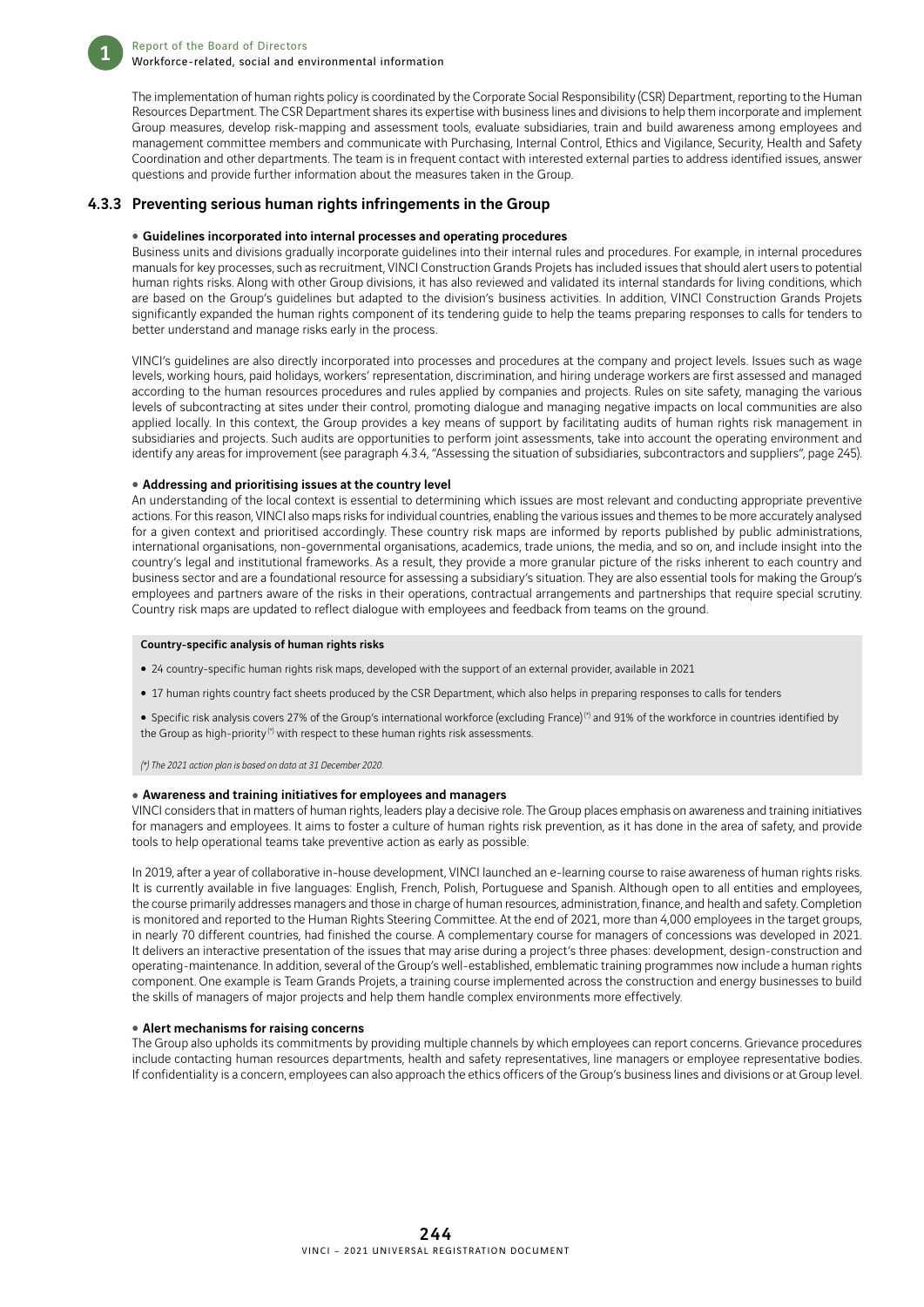The implementation of human rights policy is coordinated by the Corporate Social Responsibility (CSR) Department, reporting to the Human Resources Department. The CSR Department shares its expertise with business lines and divisions to help them incorporate and implement Group measures, develop risk-mapping and assessment tools, evaluate subsidiaries, train and build awareness among employees and management committee members and communicate with Purchasing, Internal Control, Ethics and Vigilance, Security, Health and Safety Coordination and other departments. The team is in frequent contact with interested external parties to address identified issues, answer questions and provide further information about the measures taken in the Group.

### 4.3.3 Preventing serious human rights infringements in the Group

**• Guidelines incorporated into internal processes and operating procedures**

Business units and divisions gradually incorporate guidelines into their internal rules and procedures. For example, in internal procedures manuals for key processes, such as recruitment, VINCI Construction Grands Projets has included issues that should alert users to potential human rights risks. Along with other Group divisions, it has also reviewed and validated its internal standards for living conditions, which are based on the Group's guidelines but adapted to the division's business activities. In addition, VINCI Construction Grands Projets significantly expanded the human rights component of its tendering guide to help the teams preparing responses to calls for tenders to better understand and manage risks early in the process.

VINCI's guidelines are also directly incorporated into processes and procedures at the company and project levels. Issues such as wage levels, working hours, paid holidays, workers' representation, discrimination, and hiring underage workers are first assessed and managed according to the human resources procedures and rules applied by companies and projects. Rules on site safety, managing the various levels of subcontracting at sites under their control, promoting dialogue and managing negative impacts on local communities are also applied locally. In this context, the Group provides a key means of support by facilitating audits of human rights risk management in subsidiaries and projects. Such audits are opportunities to perform joint assessments, take into account the operating environment and identify any areas for improvement (see paragraph 4.3.4, "Assessing the situation of subsidiaries, subcontractors and suppliers", page 245).

**• Addressing and prioritising issues at the country level**

An understanding of the local context is essential to determining which issues are most relevant and conducting appropriate preventive actions. For this reason, VINCI also maps risks for individual countries, enabling the various issues and themes to be more accurately analysed for a given context and prioritised accordingly. These country risk maps are informed by reports published by public administrations, international organisations, non-governmental organisations, academics, trade unions, the media, and so on, and include insight into the country's legal and institutional frameworks. As a result, they provide a more granular picture of the risks inherent to each country and business sector and are a foundational resource for assessing a subsidiary's situation. They are also essential tools for making the Group's employees and partners aware of the risks in their operations, contractual arrangements and partnerships that require special scrutiny. Country risk maps are updated to reflect dialogue with employees and feedback from teams on the ground.

**Country-specific analysis of human rights risks**

- 24 country-specific human rights risk maps, developed with the support of an external provider, available in 2021
- 17 human rights country fact sheets produced by the CSR Department, which also helps in preparing responses to calls for tenders
- Specific risk analysis covers 27% of the Group's international workforce (excluding France) (*) and 91% of the workforce in countries identified by the Group as high-priority (*) with respect to these human rights risk assessments.

*(\*) The 2021 action plan is based on data at 31 December 2020.*

**• Awareness and training initiatives for employees and managers**

VINCI considers that in matters of human rights, leaders play a decisive role. The Group places emphasis on awareness and training initiatives for managers and employees. It aims to foster a culture of human rights risk prevention, as it has done in the area of safety, and provide tools to help operational teams take preventive action as early as possible.

In 2019, after a year of collaborative in-house development, VINCI launched an e-learning course to raise awareness of human rights risks. It is currently available in five languages: English, French, Polish, Portuguese and Spanish. Although open to all entities and employees, the course primarily addresses managers and those in charge of human resources, administration, finance, and health and safety. Completion is monitored and reported to the Human Rights Steering Committee. At the end of 2021, more than 4,000 employees in the target groups, in nearly 70 different countries, had finished the course. A complementary course for managers of concessions was developed in 2021. It delivers an interactive presentation of the issues that may arise during a project's three phases: development, design-construction and operating-maintenance. In addition, several of the Group's well-established, emblematic training programmes now include a human rights component. One example is Team Grands Projets, a training course implemented across the construction and energy businesses to build the skills of managers of major projects and help them handle complex environments more effectively.

**• Alert mechanisms for raising concerns**

The Group also upholds its commitments by providing multiple channels by which employees can report concerns. Grievance procedures include contacting human resources departments, health and safety representatives, line managers or employee representative bodies. If confidentiality is a concern, employees can also approach the ethics officers of the Group's business lines and divisions or at Group level.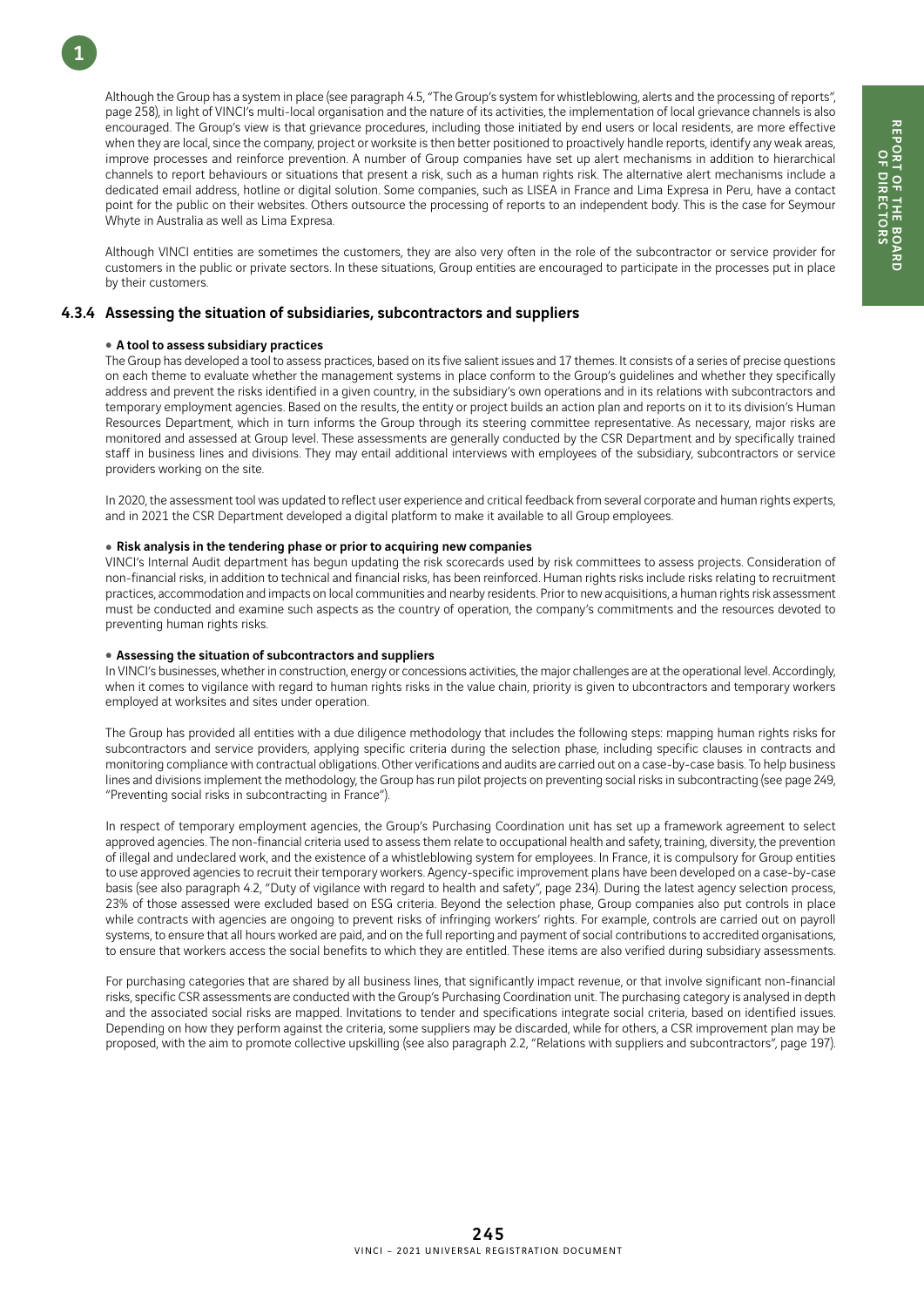Although the Group has a system in place (see paragraph 4.5, "The Group's system for whistleblowing, alerts and the processing of reports", page 258), in light of VINCI's multi-local organisation and the nature of its activities, the implementation of local grievance channels is also encouraged. The Group's view is that grievance procedures, including those initiated by end users or local residents, are more effective when they are local, since the company, project or worksite is then better positioned to proactively handle reports, identify any weak areas, improve processes and reinforce prevention. A number of Group companies have set up alert mechanisms in addition to hierarchical channels to report behaviours or situations that present a risk, such as a human rights risk. The alternative alert mechanisms include a dedicated email address, hotline or digital solution. Some companies, such as LISEA in France and Lima Expresa in Peru, have a contact point for the public on their websites. Others outsource the processing of reports to an independent body. This is the case for Seymour Whyte in Australia as well as Lima Expresa.

Although VINCI entities are sometimes the customers, they are also very often in the role of the subcontractor or service provider for customers in the public or private sectors. In these situations, Group entities are encouraged to participate in the processes put in place by their customers.

### 4.3.4 Assessing the situation of subsidiaries, subcontractors and suppliers

- **A tool to assess subsidiary practices**

The Group has developed a tool to assess practices, based on its five salient issues and 17 themes. It consists of a series of precise questions on each theme to evaluate whether the management systems in place conform to the Group's guidelines and whether they specifically address and prevent the risks identified in a given country, in the subsidiary's own operations and in its relations with subcontractors and temporary employment agencies. Based on the results, the entity or project builds an action plan and reports on it to its division's Human Resources Department, which in turn informs the Group through its steering committee representative. As necessary, major risks are monitored and assessed at Group level. These assessments are generally conducted by the CSR Department and by specifically trained staff in business lines and divisions. They may entail additional interviews with employees of the subsidiary, subcontractors or service providers working on the site.

In 2020, the assessment tool was updated to reflect user experience and critical feedback from several corporate and human rights experts, and in 2021 the CSR Department developed a digital platform to make it available to all Group employees.

- **Risk analysis in the tendering phase or prior to acquiring new companies**

VINCI's Internal Audit department has begun updating the risk scorecards used by risk committees to assess projects. Consideration of non-financial risks, in addition to technical and financial risks, has been reinforced. Human rights risks include risks relating to recruitment practices, accommodation and impacts on local communities and nearby residents. Prior to new acquisitions, a human rights risk assessment must be conducted and examine such aspects as the country of operation, the company's commitments and the resources devoted to preventing human rights risks.

- **Assessing the situation of subcontractors and suppliers**

In VINCI's businesses, whether in construction, energy or concessions activities, the major challenges are at the operational level. Accordingly, when it comes to vigilance with regard to human rights risks in the value chain, priority is given to ubcontractors and temporary workers employed at worksites and sites under operation.

The Group has provided all entities with a due diligence methodology that includes the following steps: mapping human rights risks for subcontractors and service providers, applying specific criteria during the selection phase, including specific clauses in contracts and monitoring compliance with contractual obligations. Other verifications and audits are carried out on a case-by-case basis. To help business lines and divisions implement the methodology, the Group has run pilot projects on preventing social risks in subcontracting (see page 249, "Preventing social risks in subcontracting in France").

In respect of temporary employment agencies, the Group's Purchasing Coordination unit has set up a framework agreement to select approved agencies. The non-financial criteria used to assess them relate to occupational health and safety, training, diversity, the prevention of illegal and undeclared work, and the existence of a whistleblowing system for employees. In France, it is compulsory for Group entities to use approved agencies to recruit their temporary workers. Agency-specific improvement plans have been developed on a case-by-case basis (see also paragraph 4.2, "Duty of vigilance with regard to health and safety", page 234). During the latest agency selection process, 23% of those assessed were excluded based on ESG criteria. Beyond the selection phase, Group companies also put controls in place while contracts with agencies are ongoing to prevent risks of infringing workers' rights. For example, controls are carried out on payroll systems, to ensure that all hours worked are paid, and on the full reporting and payment of social contributions to accredited organisations, to ensure that workers access the social benefits to which they are entitled. These items are also verified during subsidiary assessments.

For purchasing categories that are shared by all business lines, that significantly impact revenue, or that involve significant non-financial risks, specific CSR assessments are conducted with the Group's Purchasing Coordination unit. The purchasing category is analysed in depth and the associated social risks are mapped. Invitations to tender and specifications integrate social criteria, based on identified issues. Depending on how they perform against the criteria, some suppliers may be discarded, while for others, a CSR improvement plan may be proposed, with the aim to promote collective upskilling (see also paragraph 2.2, "Relations with suppliers and subcontractors", page 197).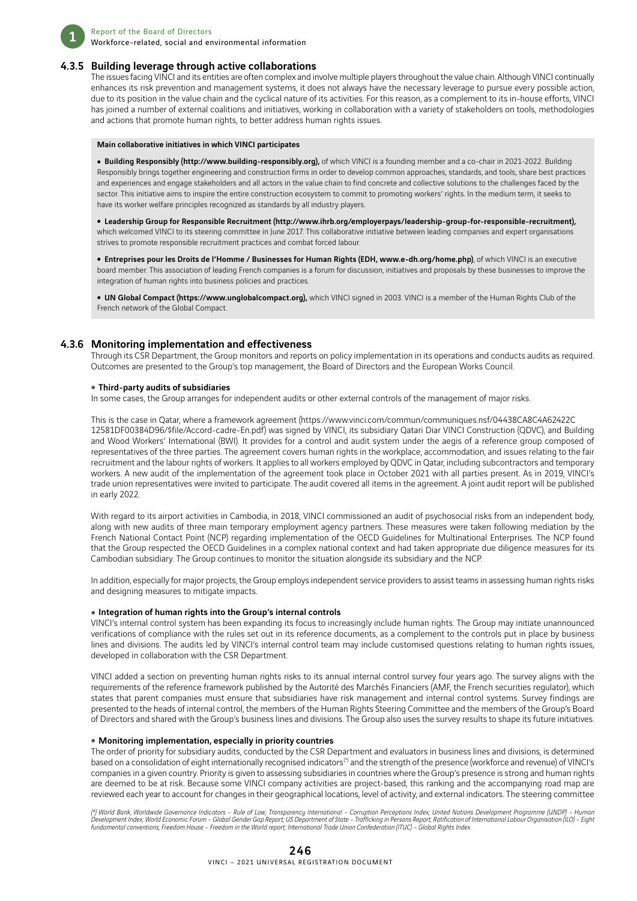### 4.3.5 Building leverage through active collaborations

The issues facing VINCI and its entities are often complex and involve multiple players throughout the value chain. Although VINCI continually enhances its risk prevention and management systems, it does not always have the necessary leverage to pursue every possible action, due to its position in the value chain and the cyclical nature of its activities. For this reason, as a complement to its in-house efforts, VINCI has joined a number of external coalitions and initiatives, working in collaboration with a variety of stakeholders on tools, methodologies and actions that promote human rights, to better address human rights issues.

**Main collaborative initiatives in which VINCI participates**

- **Building Responsibly (http://www.building-responsibly.org),** of which VINCI is a founding member and a co-chair in 2021-2022. Building Responsibly brings together engineering and construction firms in order to develop common approaches, standards, and tools, share best practices and experiences and engage stakeholders and all actors in the value chain to find concrete and collective solutions to the challenges faced by the sector. This initiative aims to inspire the entire construction ecosystem to commit to promoting workers' rights. In the medium term, it seeks to have its worker welfare principles recognized as standards by all industry players.
- **Leadership Group for Responsible Recruitment (http://www.ihrb.org/employerpays/leadership-group-for-responsible-recruitment),** which welcomed VINCI to its steering committee in June 2017. This collaborative initiative between leading companies and expert organisations strives to promote responsible recruitment practices and combat forced labour.
- **Entreprises pour les Droits de l'Homme / Businesses for Human Rights (EDH, www.e-dh.org/home.php)**, of which VINCI is an executive board member. This association of leading French companies is a forum for discussion, initiatives and proposals by these businesses to improve the integration of human rights into business policies and practices.
- **UN Global Compact (https://www.unglobalcompact.org),** which VINCI signed in 2003. VINCI is a member of the Human Rights Club of the French network of the Global Compact.

### 4.3.6 Monitoring implementation and effectiveness

Through its CSR Department, the Group monitors and reports on policy implementation in its operations and conducts audits as required. Outcomes are presented to the Group's top management, the Board of Directors and the European Works Council.

- **Third-party audits of subsidiaries**

In some cases, the Group arranges for independent audits or other external controls of the management of major risks.

This is the case in Qatar, where a framework agreement (https://www.vinci.com/commun/communiques.nsf/04438CA8C4A62422C12581DF00384D96/$file/Accord-cadre-En.pdf) was signed by VINCI, its subsidiary Qatari Diar VINCI Construction (QDVC), and Building and Wood Workers' International (BWI). It provides for a control and audit system under the aegis of a reference group composed of representatives of the three parties. The agreement covers human rights in the workplace, accommodation, and issues relating to the fair recruitment and the labour rights of workers. It applies to all workers employed by QDVC in Qatar, including subcontractors and temporary workers. A new audit of the implementation of the agreement took place in October 2021 with all parties present. As in 2019, VINCI's trade union representatives were invited to participate. The audit covered all items in the agreement. A joint audit report will be published in early 2022.

With regard to its airport activities in Cambodia, in 2018, VINCI commissioned an audit of psychosocial risks from an independent body, along with new audits of three main temporary employment agency partners. These measures were taken following mediation by the French National Contact Point (NCP) regarding implementation of the OECD Guidelines for Multinational Enterprises. The NCP found that the Group respected the OECD Guidelines in a complex national context and had taken appropriate due diligence measures for its Cambodian subsidiary. The Group continues to monitor the situation alongside its subsidiary and the NCP.

In addition, especially for major projects, the Group employs independent service providers to assist teams in assessing human rights risks and designing measures to mitigate impacts.

- **Integration of human rights into the Group's internal controls**

VINCI's internal control system has been expanding its focus to increasingly include human rights. The Group may initiate unannounced verifications of compliance with the rules set out in its reference documents, as a complement to the controls put in place by business lines and divisions. The audits led by VINCI's internal control team may include customised questions relating to human rights issues, developed in collaboration with the CSR Department.

VINCI added a section on preventing human rights risks to its annual internal control survey four years ago. The survey aligns with the requirements of the reference framework published by the Autorité des Marchés Financiers (AMF, the French securities regulator), which states that parent companies must ensure that subsidiaries have risk management and internal control systems. Survey findings are presented to the heads of internal control, the members of the Human Rights Steering Committee and the members of the Group's Board of Directors and shared with the Group's business lines and divisions. The Group also uses the survey results to shape its future initiatives.

- **Monitoring implementation, especially in priority countries**

The order of priority for subsidiary audits, conducted by the CSR Department and evaluators in business lines and divisions, is determined based on a consolidation of eight internationally recognised indicators(*) and the strength of the presence (workforce and revenue) of VINCI's companies in a given country. Priority is given to assessing subsidiaries in countries where the Group's presence is strong and human rights are deemed to be at risk. Because some VINCI company activities are project-based, this ranking and the accompanying road map are reviewed each year to account for changes in their geographical locations, level of activity, and external indicators. The steering committee

*(\*) World Bank, Worldwide Governance Indicators – Rule of Law; Transparency International – Corruption Perceptions Index; United Nations Development Programme (UNDP) – Human Development Index; World Economic Forum – Global Gender Gap Report; US Department of State – Trafficking in Persons Report; Ratification of International Labour Organisation (ILO) – Eight fundamental conventions; Freedom House – Freedom in the World report; International Trade Union Confederation (ITUC) – Global Rights Index.*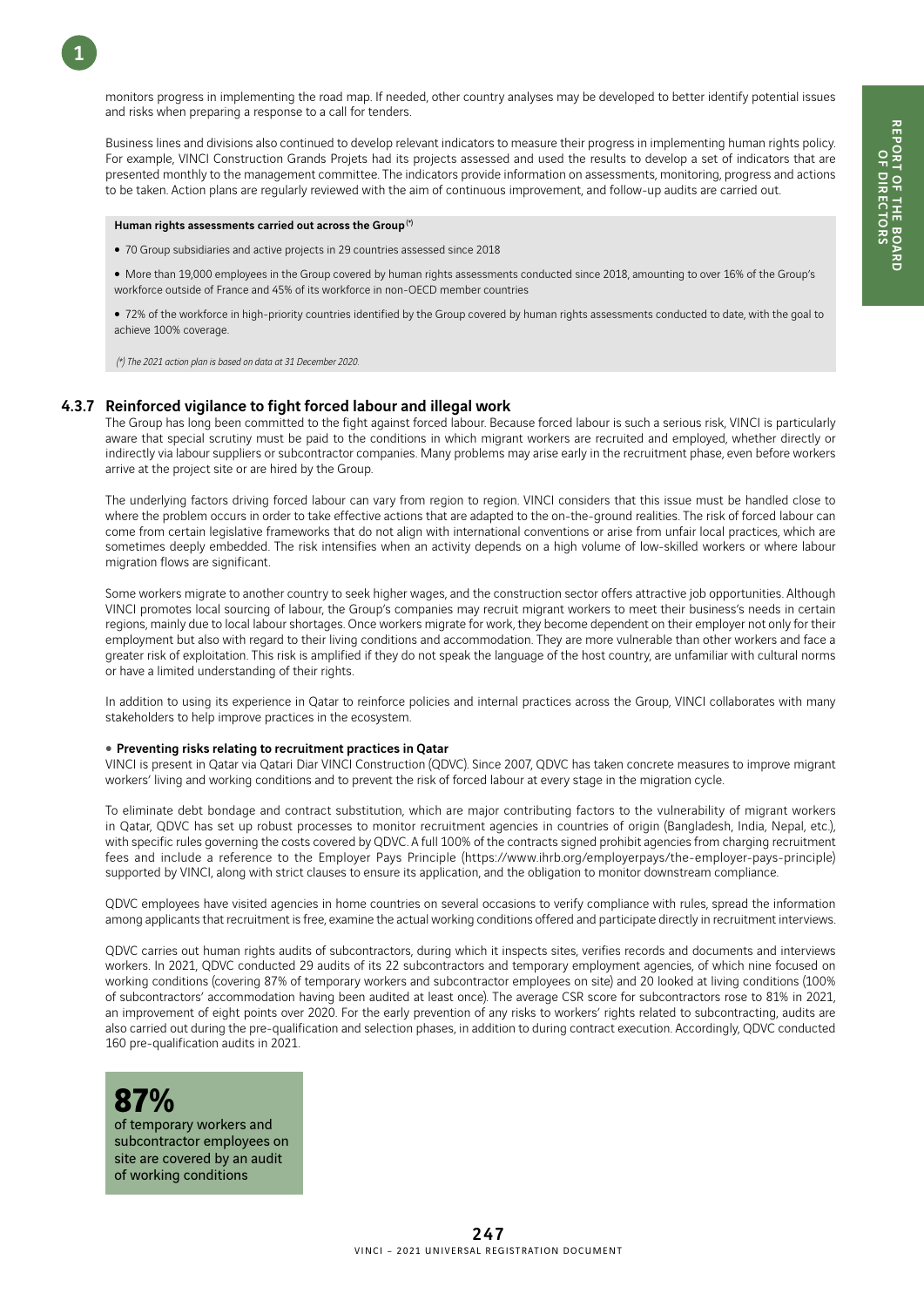monitors progress in implementing the road map. If needed, other country analyses may be developed to better identify potential issues and risks when preparing a response to a call for tenders.

Business lines and divisions also continued to develop relevant indicators to measure their progress in implementing human rights policy. For example, VINCI Construction Grands Projets had its projects assessed and used the results to develop a set of indicators that are presented monthly to the management committee. The indicators provide information on assessments, monitoring, progress and actions to be taken. Action plans are regularly reviewed with the aim of continuous improvement, and follow-up audits are carried out.

**Human rights assessments carried out across the Group** [(*)]

- 70 Group subsidiaries and active projects in 29 countries assessed since 2018
- More than 19,000 employees in the Group covered by human rights assessments conducted since 2018, amounting to over 16% of the Group's workforce outside of France and 45% of its workforce in non-OECD member countries
- 72% of the workforce in high-priority countries identified by the Group covered by human rights assessments conducted to date, with the goal to achieve 100% coverage.

*(\*) The 2021 action plan is based on data at 31 December 2020.*

### 4.3.7 Reinforced vigilance to fight forced labour and illegal work

The Group has long been committed to the fight against forced labour. Because forced labour is such a serious risk, VINCI is particularly aware that special scrutiny must be paid to the conditions in which migrant workers are recruited and employed, whether directly or indirectly via labour suppliers or subcontractor companies. Many problems may arise early in the recruitment phase, even before workers arrive at the project site or are hired by the Group.

The underlying factors driving forced labour can vary from region to region. VINCI considers that this issue must be handled close to where the problem occurs in order to take effective actions that are adapted to the on-the-ground realities. The risk of forced labour can come from certain legislative frameworks that do not align with international conventions or arise from unfair local practices, which are sometimes deeply embedded. The risk intensifies when an activity depends on a high volume of low-skilled workers or where labour migration flows are significant.

Some workers migrate to another country to seek higher wages, and the construction sector offers attractive job opportunities. Although VINCI promotes local sourcing of labour, the Group's companies may recruit migrant workers to meet their business's needs in certain regions, mainly due to local labour shortages. Once workers migrate for work, they become dependent on their employer not only for their employment but also with regard to their living conditions and accommodation. They are more vulnerable than other workers and face a greater risk of exploitation. This risk is amplified if they do not speak the language of the host country, are unfamiliar with cultural norms or have a limited understanding of their rights.

In addition to using its experience in Qatar to reinforce policies and internal practices across the Group, VINCI collaborates with many stakeholders to help improve practices in the ecosystem.

- **Preventing risks relating to recruitment practices in Qatar**

VINCI is present in Qatar via Qatari Diar VINCI Construction (QDVC). Since 2007, QDVC has taken concrete measures to improve migrant workers' living and working conditions and to prevent the risk of forced labour at every stage in the migration cycle.

To eliminate debt bondage and contract substitution, which are major contributing factors to the vulnerability of migrant workers in Qatar, QDVC has set up robust processes to monitor recruitment agencies in countries of origin (Bangladesh, India, Nepal, etc.), with specific rules governing the costs covered by QDVC. A full 100% of the contracts signed prohibit agencies from charging recruitment fees and include a reference to the Employer Pays Principle (https://www.ihrb.org/employerpays/the-employer-pays-principle) supported by VINCI, along with strict clauses to ensure its application, and the obligation to monitor downstream compliance.

QDVC employees have visited agencies in home countries on several occasions to verify compliance with rules, spread the information among applicants that recruitment is free, examine the actual working conditions offered and participate directly in recruitment interviews.

QDVC carries out human rights audits of subcontractors, during which it inspects sites, verifies records and documents and interviews workers. In 2021, QDVC conducted 29 audits of its 22 subcontractors and temporary employment agencies, of which nine focused on working conditions (covering 87% of temporary workers and subcontractor employees on site) and 20 looked at living conditions (100% of subcontractors' accommodation having been audited at least once). The average CSR score for subcontractors rose to 81% in 2021, an improvement of eight points over 2020. For the early prevention of any risks to workers' rights related to subcontracting, audits are also carried out during the pre-qualification and selection phases, in addition to during contract execution. Accordingly, QDVC conducted 160 pre-qualification audits in 2021.

**87%**
of temporary workers and subcontractor employees on site are covered by an audit of working conditions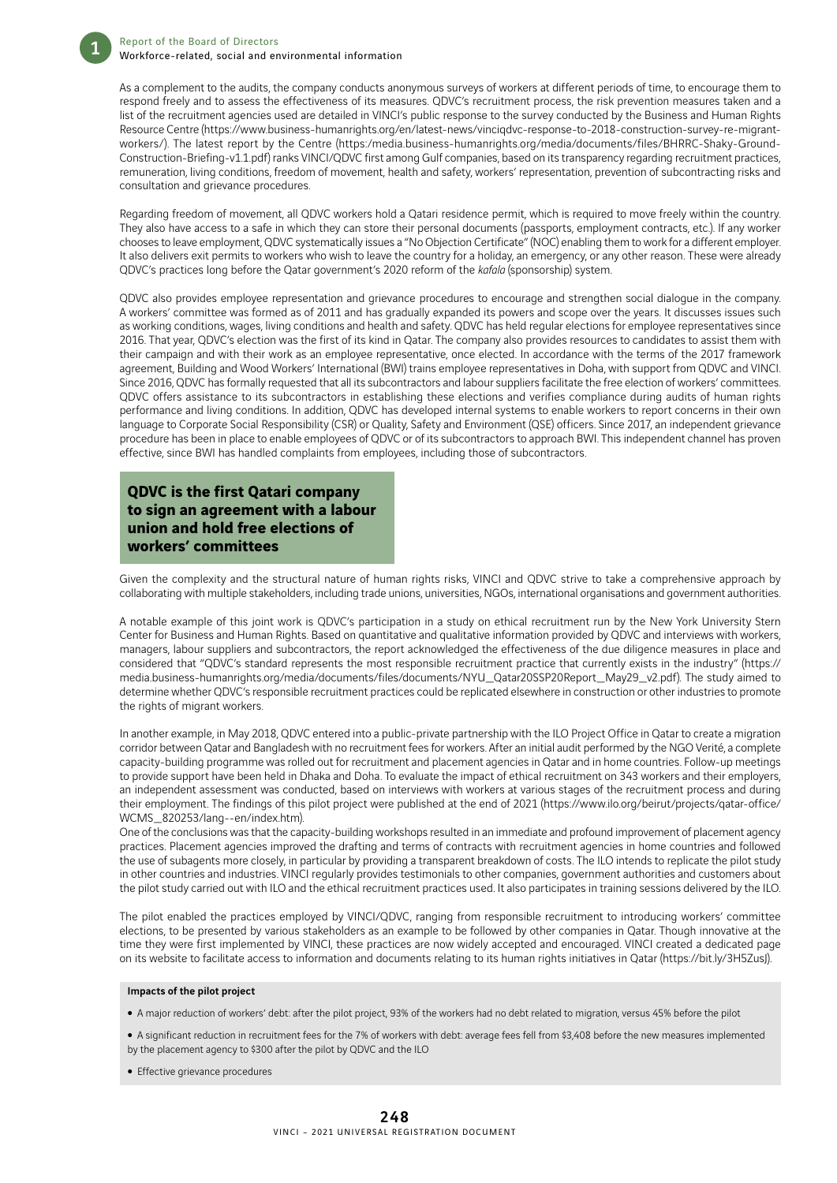As a complement to the audits, the company conducts anonymous surveys of workers at different periods of time, to encourage them to respond freely and to assess the effectiveness of its measures. QDVC's recruitment process, the risk prevention measures taken and a list of the recruitment agencies used are detailed in VINCI's public response to the survey conducted by the Business and Human Rights Resource Centre (https://www.business-humanrights.org/en/latest-news/vinciqdvc-response-to-2018-construction-survey-re-migrant-workers/). The latest report by the Centre (https:/media.business-humanrights.org/media/documents/files/BHRRC-Shaky-Ground-Construction-Briefing-v1.1.pdf) ranks VINCI/QDVC first among Gulf companies, based on its transparency regarding recruitment practices, remuneration, living conditions, freedom of movement, health and safety, workers' representation, prevention of subcontracting risks and consultation and grievance procedures.

Regarding freedom of movement, all QDVC workers hold a Qatari residence permit, which is required to move freely within the country. They also have access to a safe in which they can store their personal documents (passports, employment contracts, etc.). If any worker chooses to leave employment, QDVC systematically issues a "No Objection Certificate" (NOC) enabling them to work for a different employer. It also delivers exit permits to workers who wish to leave the country for a holiday, an emergency, or any other reason. These were already QDVC's practices long before the Qatar government's 2020 reform of the *kafala* (sponsorship) system.

QDVC also provides employee representation and grievance procedures to encourage and strengthen social dialogue in the company. A workers' committee was formed as of 2011 and has gradually expanded its powers and scope over the years. It discusses issues such as working conditions, wages, living conditions and health and safety. QDVC has held regular elections for employee representatives since 2016. That year, QDVC's election was the first of its kind in Qatar. The company also provides resources to candidates to assist them with their campaign and with their work as an employee representative, once elected. In accordance with the terms of the 2017 framework agreement, Building and Wood Workers' International (BWI) trains employee representatives in Doha, with support from QDVC and VINCI. Since 2016, QDVC has formally requested that all its subcontractors and labour suppliers facilitate the free election of workers' committees. QDVC offers assistance to its subcontractors in establishing these elections and verifies compliance during audits of human rights performance and living conditions. In addition, QDVC has developed internal systems to enable workers to report concerns in their own language to Corporate Social Responsibility (CSR) or Quality, Safety and Environment (QSE) officers. Since 2017, an independent grievance procedure has been in place to enable employees of QDVC or of its subcontractors to approach BWI. This independent channel has proven effective, since BWI has handled complaints from employees, including those of subcontractors.

**QDVC is the first Qatari company to sign an agreement with a labour union and hold free elections of workers' committees**

Given the complexity and the structural nature of human rights risks, VINCI and QDVC strive to take a comprehensive approach by collaborating with multiple stakeholders, including trade unions, universities, NGOs, international organisations and government authorities.

A notable example of this joint work is QDVC's participation in a study on ethical recruitment run by the New York University Stern Center for Business and Human Rights. Based on quantitative and qualitative information provided by QDVC and interviews with workers, managers, labour suppliers and subcontractors, the report acknowledged the effectiveness of the due diligence measures in place and considered that "QDVC's standard represents the most responsible recruitment practice that currently exists in the industry" (https://media.business-humanrights.org/media/documents/files/documents/NYU_Qatar20SSP20Report_May29_v2.pdf). The study aimed to determine whether QDVC's responsible recruitment practices could be replicated elsewhere in construction or other industries to promote the rights of migrant workers.

In another example, in May 2018, QDVC entered into a public-private partnership with the ILO Project Office in Qatar to create a migration corridor between Qatar and Bangladesh with no recruitment fees for workers. After an initial audit performed by the NGO Verité, a complete capacity-building programme was rolled out for recruitment and placement agencies in Qatar and in home countries. Follow-up meetings to provide support have been held in Dhaka and Doha. To evaluate the impact of ethical recruitment on 343 workers and their employers, an independent assessment was conducted, based on interviews with workers at various stages of the recruitment process and during their employment. The findings of this pilot project were published at the end of 2021 (https://www.ilo.org/beirut/projects/qatar-office/WCMS_820253/lang--en/index.htm).

One of the conclusions was that the capacity-building workshops resulted in an immediate and profound improvement of placement agency practices. Placement agencies improved the drafting and terms of contracts with recruitment agencies in home countries and followed the use of subagents more closely, in particular by providing a transparent breakdown of costs. The ILO intends to replicate the pilot study in other countries and industries. VINCI regularly provides testimonials to other companies, government authorities and customers about the pilot study carried out with ILO and the ethical recruitment practices used. It also participates in training sessions delivered by the ILO.

The pilot enabled the practices employed by VINCI/QDVC, ranging from responsible recruitment to introducing workers' committee elections, to be presented by various stakeholders as an example to be followed by other companies in Qatar. Though innovative at the time they were first implemented by VINCI, these practices are now widely accepted and encouraged. VINCI created a dedicated page on its website to facilitate access to information and documents relating to its human rights initiatives in Qatar (https://bit.ly/3H5ZusJ).

**Impacts of the pilot project**

- A major reduction of workers' debt: after the pilot project, 93% of the workers had no debt related to migration, versus 45% before the pilot
- A significant reduction in recruitment fees for the 7% of workers with debt: average fees fell from $3,408 before the new measures implemented by the placement agency to $300 after the pilot by QDVC and the ILO
- Effective grievance procedures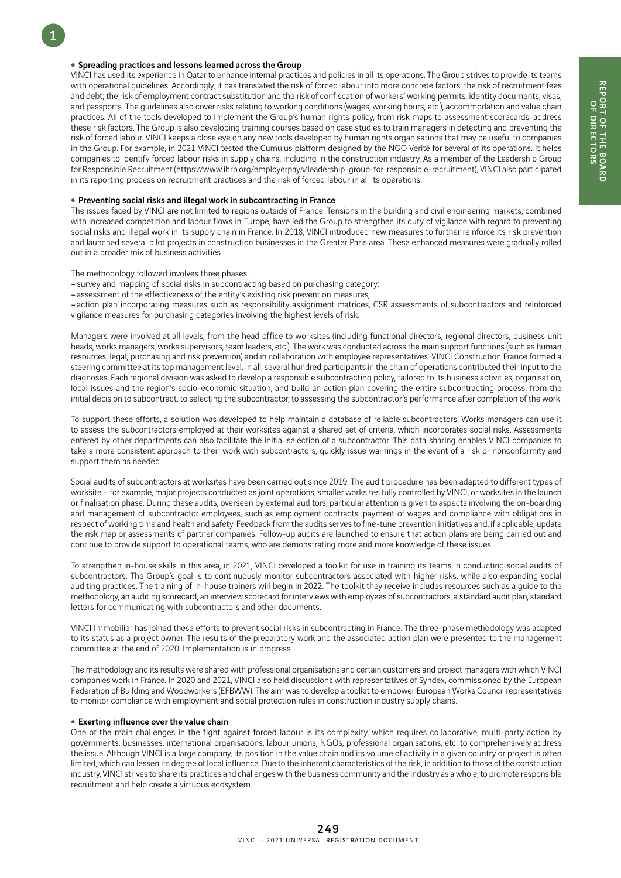- **Spreading practices and lessons learned across the Group**

VINCI has used its experience in Qatar to enhance internal practices and policies in all its operations. The Group strives to provide its teams with operational guidelines. Accordingly, it has translated the risk of forced labour into more concrete factors: the risk of recruitment fees and debt; the risk of employment contract substitution and the risk of confiscation of workers' working permits, identity documents, visas, and passports. The guidelines also cover risks relating to working conditions (wages, working hours, etc.), accommodation and value chain practices. All of the tools developed to implement the Group's human rights policy, from risk maps to assessment scorecards, address these risk factors. The Group is also developing training courses based on case studies to train managers in detecting and preventing the risk of forced labour. VINCI keeps a close eye on any new tools developed by human rights organisations that may be useful to companies in the Group. For example, in 2021 VINCI tested the Cumulus platform designed by the NGO Verité for several of its operations. It helps companies to identify forced labour risks in supply chains, including in the construction industry. As a member of the Leadership Group for Responsible Recruitment (https://www.ihrb.org/employerpays/leadership-group-for-responsible-recruitment), VINCI also participated in its reporting process on recruitment practices and the risk of forced labour in all its operations.

- **Preventing social risks and illegal work in subcontracting in France**

The issues faced by VINCI are not limited to regions outside of France. Tensions in the building and civil engineering markets, combined with increased competition and labour flows in Europe, have led the Group to strengthen its duty of vigilance with regard to preventing social risks and illegal work in its supply chain in France. In 2018, VINCI introduced new measures to further reinforce its risk prevention and launched several pilot projects in construction businesses in the Greater Paris area. These enhanced measures were gradually rolled out in a broader mix of business activities.

The methodology followed involves three phases:

- survey and mapping of social risks in subcontracting based on purchasing category;
- assessment of the effectiveness of the entity's existing risk prevention measures;
- action plan incorporating measures such as responsibility assignment matrices, CSR assessments of subcontractors and reinforced vigilance measures for purchasing categories involving the highest levels of risk.

Managers were involved at all levels, from the head office to worksites (including functional directors, regional directors, business unit heads, works managers, works supervisors, team leaders, etc.). The work was conducted across the main support functions (such as human resources, legal, purchasing and risk prevention) and in collaboration with employee representatives. VINCI Construction France formed a steering committee at its top management level. In all, several hundred participants in the chain of operations contributed their input to the diagnoses. Each regional division was asked to develop a responsible subcontracting policy, tailored to its business activities, organisation, local issues and the region's socio-economic situation, and build an action plan covering the entire subcontracting process, from the initial decision to subcontract, to selecting the subcontractor, to assessing the subcontractor's performance after completion of the work.

To support these efforts, a solution was developed to help maintain a database of reliable subcontractors. Works managers can use it to assess the subcontractors employed at their worksites against a shared set of criteria, which incorporates social risks. Assessments entered by other departments can also facilitate the initial selection of a subcontractor. This data sharing enables VINCI companies to take a more consistent approach to their work with subcontractors, quickly issue warnings in the event of a risk or nonconformity and support them as needed.

Social audits of subcontractors at worksites have been carried out since 2019. The audit procedure has been adapted to different types of worksite – for example, major projects conducted as joint operations, smaller worksites fully controlled by VINCI, or worksites in the launch or finalisation phase. During these audits, overseen by external auditors, particular attention is given to aspects involving the on-boarding and management of subcontractor employees, such as employment contracts, payment of wages and compliance with obligations in respect of working time and health and safety. Feedback from the audits serves to fine-tune prevention initiatives and, if applicable, update the risk map or assessments of partner companies. Follow-up audits are launched to ensure that action plans are being carried out and continue to provide support to operational teams, who are demonstrating more and more knowledge of these issues.

To strengthen in-house skills in this area, in 2021, VINCI developed a toolkit for use in training its teams in conducting social audits of subcontractors. The Group's goal is to continuously monitor subcontractors associated with higher risks, while also expanding social auditing practices. The training of in-house trainers will begin in 2022. The toolkit they receive includes resources such as a guide to the methodology, an auditing scorecard, an interview scorecard for interviews with employees of subcontractors, a standard audit plan, standard letters for communicating with subcontractors and other documents.

VINCI Immobilier has joined these efforts to prevent social risks in subcontracting in France. The three-phase methodology was adapted to its status as a project owner. The results of the preparatory work and the associated action plan were presented to the management committee at the end of 2020. Implementation is in progress.

The methodology and its results were shared with professional organisations and certain customers and project managers with which VINCI companies work in France. In 2020 and 2021, VINCI also held discussions with representatives of Syndex, commissioned by the European Federation of Building and Woodworkers (EFBWW). The aim was to develop a toolkit to empower European Works Council representatives to monitor compliance with employment and social protection rules in construction industry supply chains.

- **Exerting influence over the value chain**

One of the main challenges in the fight against forced labour is its complexity, which requires collaborative, multi-party action by governments, businesses, international organisations, labour unions, NGOs, professional organisations, etc. to comprehensively address the issue. Although VINCI is a large company, its position in the value chain and its volume of activity in a given country or project is often limited, which can lessen its degree of local influence. Due to the inherent characteristics of the risk, in addition to those of the construction industry, VINCI strives to share its practices and challenges with the business community and the industry as a whole, to promote responsible recruitment and help create a virtuous ecosystem.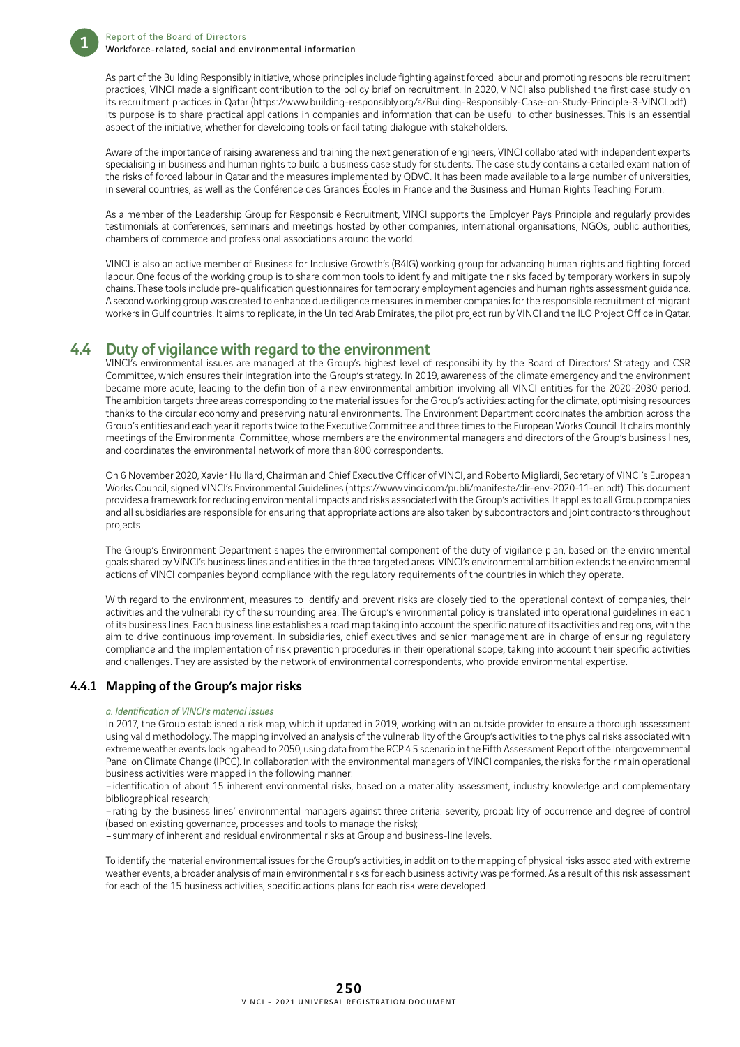As part of the Building Responsibly initiative, whose principles include fighting against forced labour and promoting responsible recruitment practices, VINCI made a significant contribution to the policy brief on recruitment. In 2020, VINCI also published the first case study on its recruitment practices in Qatar (https://www.building-responsibly.org/s/Building-Responsibly-Case-on-Study-Principle-3-VINCI.pdf). Its purpose is to share practical applications in companies and information that can be useful to other businesses. This is an essential aspect of the initiative, whether for developing tools or facilitating dialogue with stakeholders.

Aware of the importance of raising awareness and training the next generation of engineers, VINCI collaborated with independent experts specialising in business and human rights to build a business case study for students. The case study contains a detailed examination of the risks of forced labour in Qatar and the measures implemented by QDVC. It has been made available to a large number of universities, in several countries, as well as the Conférence des Grandes Écoles in France and the Business and Human Rights Teaching Forum.

As a member of the Leadership Group for Responsible Recruitment, VINCI supports the Employer Pays Principle and regularly provides testimonials at conferences, seminars and meetings hosted by other companies, international organisations, NGOs, public authorities, chambers of commerce and professional associations around the world.

VINCI is also an active member of Business for Inclusive Growth's (B4IG) working group for advancing human rights and fighting forced labour. One focus of the working group is to share common tools to identify and mitigate the risks faced by temporary workers in supply chains. These tools include pre-qualification questionnaires for temporary employment agencies and human rights assessment guidance. A second working group was created to enhance due diligence measures in member companies for the responsible recruitment of migrant workers in Gulf countries. It aims to replicate, in the United Arab Emirates, the pilot project run by VINCI and the ILO Project Office in Qatar.

## 4.4 Duty of vigilance with regard to the environment

VINCI's environmental issues are managed at the Group's highest level of responsibility by the Board of Directors' Strategy and CSR Committee, which ensures their integration into the Group's strategy. In 2019, awareness of the climate emergency and the environment became more acute, leading to the definition of a new environmental ambition involving all VINCI entities for the 2020-2030 period. The ambition targets three areas corresponding to the material issues for the Group's activities: acting for the climate, optimising resources thanks to the circular economy and preserving natural environments. The Environment Department coordinates the ambition across the Group's entities and each year it reports twice to the Executive Committee and three times to the European Works Council. It chairs monthly meetings of the Environmental Committee, whose members are the environmental managers and directors of the Group's business lines, and coordinates the environmental network of more than 800 correspondents.

On 6 November 2020, Xavier Huillard, Chairman and Chief Executive Officer of VINCI, and Roberto Migliardi, Secretary of VINCI's European Works Council, signed VINCI's Environmental Guidelines (https://www.vinci.com/publi/manifeste/dir-env-2020-11-en.pdf). This document provides a framework for reducing environmental impacts and risks associated with the Group's activities. It applies to all Group companies and all subsidiaries are responsible for ensuring that appropriate actions are also taken by subcontractors and joint contractors throughout projects.

The Group's Environment Department shapes the environmental component of the duty of vigilance plan, based on the environmental goals shared by VINCI's business lines and entities in the three targeted areas. VINCI's environmental ambition extends the environmental actions of VINCI companies beyond compliance with the regulatory requirements of the countries in which they operate.

With regard to the environment, measures to identify and prevent risks are closely tied to the operational context of companies, their activities and the vulnerability of the surrounding area. The Group's environmental policy is translated into operational guidelines in each of its business lines. Each business line establishes a road map taking into account the specific nature of its activities and regions, with the aim to drive continuous improvement. In subsidiaries, chief executives and senior management are in charge of ensuring regulatory compliance and the implementation of risk prevention procedures in their operational scope, taking into account their specific activities and challenges. They are assisted by the network of environmental correspondents, who provide environmental expertise.

### 4.4.1 Mapping of the Group's major risks

*a. Identification of VINCI's material issues*

In 2017, the Group established a risk map, which it updated in 2019, working with an outside provider to ensure a thorough assessment using valid methodology. The mapping involved an analysis of the vulnerability of the Group's activities to the physical risks associated with extreme weather events looking ahead to 2050, using data from the RCP 4.5 scenario in the Fifth Assessment Report of the Intergovernmental Panel on Climate Change (IPCC). In collaboration with the environmental managers of VINCI companies, the risks for their main operational business activities were mapped in the following manner:

- identification of about 15 inherent environmental risks, based on a materiality assessment, industry knowledge and complementary bibliographical research;
- rating by the business lines' environmental managers against three criteria: severity, probability of occurrence and degree of control (based on existing governance, processes and tools to manage the risks);
- summary of inherent and residual environmental risks at Group and business-line levels.

To identify the material environmental issues for the Group's activities, in addition to the mapping of physical risks associated with extreme weather events, a broader analysis of main environmental risks for each business activity was performed. As a result of this risk assessment for each of the 15 business activities, specific actions plans for each risk were developed.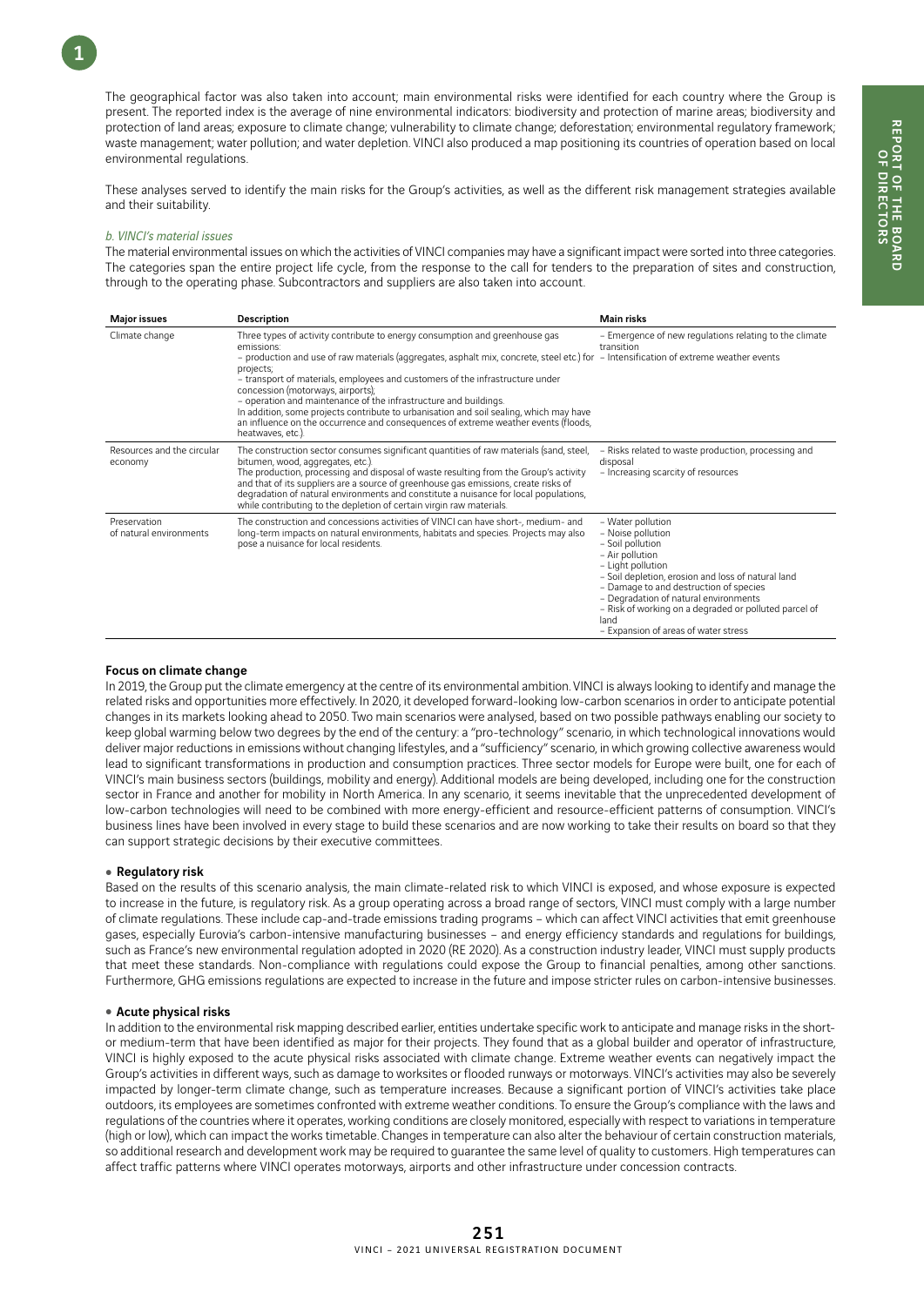The geographical factor was also taken into account; main environmental risks were identified for each country where the Group is present. The reported index is the average of nine environmental indicators: biodiversity and protection of marine areas; biodiversity and protection of land areas; exposure to climate change; deforestation; environmental regulatory framework; waste management; water pollution; and water depletion. VINCI also produced a map positioning its countries of operation based on local environmental regulations.

These analyses served to identify the main risks for the Group's activities, as well as the different risk management strategies available and their suitability.

*b. VINCI's material issues*

The material environmental issues on which the activities of VINCI companies may have a significant impact were sorted into three categories. The categories span the entire project life cycle, from the response to the call for tenders to the preparation of sites and construction, through to the operating phase. Subcontractors and suppliers are also taken into account.

| Major issues | Description | Main risks |
|---|---|---|
| Climate change | Three types of activity contribute to energy consumption and greenhouse gas emissions:<br>– production and use of raw materials (aggregates, asphalt mix, concrete, steel etc.) for projects;<br>– transport of materials, employees and customers of the infrastructure under concession (motorways, airports);<br>– operation and maintenance of the infrastructure and buildings.<br>In addition, some projects contribute to urbanisation and soil sealing, which may have an influence on the occurrence and consequences of extreme weather events (floods, heatwaves, etc.). | – Emergence of new regulations relating to the climate transition<br>– Intensification of extreme weather events |
| Resources and the circular economy | The construction sector consumes significant quantities of raw materials (sand, steel, bitumen, wood, aggregates, etc.).<br>The production, processing and disposal of waste resulting from the Group's activity and that of its suppliers are a source of greenhouse gas emissions, create risks of degradation of natural environments and constitute a nuisance for local populations, while contributing to the depletion of certain virgin raw materials. | – Risks related to waste production, processing and disposal<br>– Increasing scarcity of resources |
| Preservation of natural environments | The construction and concessions activities of VINCI can have short-, medium- and long-term impacts on natural environments, habitats and species. Projects may also pose a nuisance for local residents. | – Water pollution<br>– Noise pollution<br>– Soil pollution<br>– Air pollution<br>– Light pollution<br>– Soil depletion, erosion and loss of natural land<br>– Damage to and destruction of species<br>– Degradation of natural environments<br>– Risk of working on a degraded or polluted parcel of land<br>– Expansion of areas of water stress |

**Focus on climate change**

In 2019, the Group put the climate emergency at the centre of its environmental ambition. VINCI is always looking to identify and manage the related risks and opportunities more effectively. In 2020, it developed forward-looking low-carbon scenarios in order to anticipate potential changes in its markets looking ahead to 2050. Two main scenarios were analysed, based on two possible pathways enabling our society to keep global warming below two degrees by the end of the century: a "pro-technology" scenario, in which technological innovations would deliver major reductions in emissions without changing lifestyles, and a "sufficiency" scenario, in which growing collective awareness would lead to significant transformations in production and consumption practices. Three sector models for Europe were built, one for each of VINCI's main business sectors (buildings, mobility and energy). Additional models are being developed, including one for the construction sector in France and another for mobility in North America. In any scenario, it seems inevitable that the unprecedented development of low-carbon technologies will need to be combined with more energy-efficient and resource-efficient patterns of consumption. VINCI's business lines have been involved in every stage to build these scenarios and are now working to take their results on board so that they can support strategic decisions by their executive committees.

**• Regulatory risk**

Based on the results of this scenario analysis, the main climate-related risk to which VINCI is exposed, and whose exposure is expected to increase in the future, is regulatory risk. As a group operating across a broad range of sectors, VINCI must comply with a large number of climate regulations. These include cap-and-trade emissions trading programs – which can affect VINCI activities that emit greenhouse gases, especially Eurovia's carbon-intensive manufacturing businesses – and energy efficiency standards and regulations for buildings, such as France's new environmental regulation adopted in 2020 (RE 2020). As a construction industry leader, VINCI must supply products that meet these standards. Non-compliance with regulations could expose the Group to financial penalties, among other sanctions. Furthermore, GHG emissions regulations are expected to increase in the future and impose stricter rules on carbon-intensive businesses.

**• Acute physical risks**

In addition to the environmental risk mapping described earlier, entities undertake specific work to anticipate and manage risks in the short- or medium-term that have been identified as major for their projects. They found that as a global builder and operator of infrastructure, VINCI is highly exposed to the acute physical risks associated with climate change. Extreme weather events can negatively impact the Group's activities in different ways, such as damage to worksites or flooded runways or motorways. VINCI's activities may also be severely impacted by longer-term climate change, such as temperature increases. Because a significant portion of VINCI's activities take place outdoors, its employees are sometimes confronted with extreme weather conditions. To ensure the Group's compliance with the laws and regulations of the countries where it operates, working conditions are closely monitored, especially with respect to variations in temperature (high or low), which can impact the works timetable. Changes in temperature can also alter the behaviour of certain construction materials, so additional research and development work may be required to guarantee the same level of quality to customers. High temperatures can affect traffic patterns where VINCI operates motorways, airports and other infrastructure under concession contracts.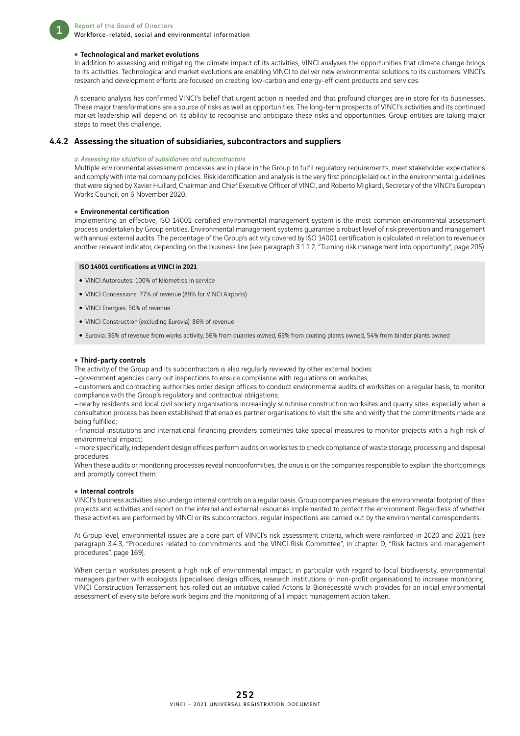**• Technological and market evolutions**

In addition to assessing and mitigating the climate impact of its activities, VINCI analyses the opportunities that climate change brings to its activities. Technological and market evolutions are enabling VINCI to deliver new environmental solutions to its customers. VINCI's research and development efforts are focused on creating low-carbon and energy-efficient products and services.

A scenario analysis has confirmed VINCI's belief that urgent action is needed and that profound changes are in store for its businesses. These major transformations are a source of risks as well as opportunities. The long-term prospects of VINCI's activities and its continued market leadership will depend on its ability to recognise and anticipate these risks and opportunities. Group entities are taking major steps to meet this challenge.

### 4.4.2 Assessing the situation of subsidiaries, subcontractors and suppliers

*a. Assessing the situation of subsidiaries and subcontractors*

Multiple environmental assessment processes are in place in the Group to fulfil regulatory requirements, meet stakeholder expectations and comply with internal company policies. Risk identification and analysis is the very first principle laid out in the environmental guidelines that were signed by Xavier Huillard, Chairman and Chief Executive Officer of VINCI, and Roberto Migliardi, Secretary of the VINCI's European Works Council, on 6 November 2020.

**• Environmental certification**

Implementing an effective, ISO 14001-certified environmental management system is the most common environmental assessment process undertaken by Group entities. Environmental management systems guarantee a robust level of risk prevention and management with annual external audits. The percentage of the Group's activity covered by ISO 14001 certification is calculated in relation to revenue or another relevant indicator, depending on the business line (see paragraph 3.1.1.2, "Turning risk management into opportunity", page 205).

**ISO 14001 certifications at VINCI in 2021**

- VINCI Autoroutes: 100% of kilometres in service
- VINCI Concessions: 77% of revenue (89% for VINCI Airports)
- VINCI Energies: 50% of revenue
- VINCI Construction (excluding Eurovia): 86% of revenue
- Eurovia: 36% of revenue from works activity, 56% from quarries owned, 63% from coating plants owned, 54% from binder plants owned

**• Third-party controls**

The activity of the Group and its subcontractors is also regularly reviewed by other external bodies:

– government agencies carry out inspections to ensure compliance with regulations on worksites;
– customers and contracting authorities order design offices to conduct environmental audits of worksites on a regular basis, to monitor compliance with the Group's regulatory and contractual obligations;
– nearby residents and local civil society organisations increasingly scrutinise construction worksites and quarry sites, especially when a consultation process has been established that enables partner organisations to visit the site and verify that the commitments made are being fulfilled;
– financial institutions and international financing providers sometimes take special measures to monitor projects with a high risk of environmental impact;
– more specifically, independent design offices perform audits on worksites to check compliance of waste storage, processing and disposal procedures.

When these audits or monitoring processes reveal nonconformities, the onus is on the companies responsible to explain the shortcomings and promptly correct them.

**• Internal controls**

VINCI's business activities also undergo internal controls on a regular basis. Group companies measure the environmental footprint of their projects and activities and report on the internal and external resources implemented to protect the environment. Regardless of whether these activities are performed by VINCI or its subcontractors, regular inspections are carried out by the environmental correspondents.

At Group level, environmental issues are a core part of VINCI's risk assessment criteria, which were reinforced in 2020 and 2021 (see paragraph 3.4.3, "Procedures related to commitments and the VINCI Risk Committee", in chapter D, "Risk factors and management procedures", page 169).

When certain worksites present a high risk of environmental impact, in particular with regard to local biodiversity, environmental managers partner with ecologists (specialised design offices, research institutions or non-profit organisations) to increase monitoring. VINCI Construction Terrassement has rolled out an initiative called Actons la Bionécessité which provides for an initial environmental assessment of every site before work begins and the monitoring of all impact management action taken.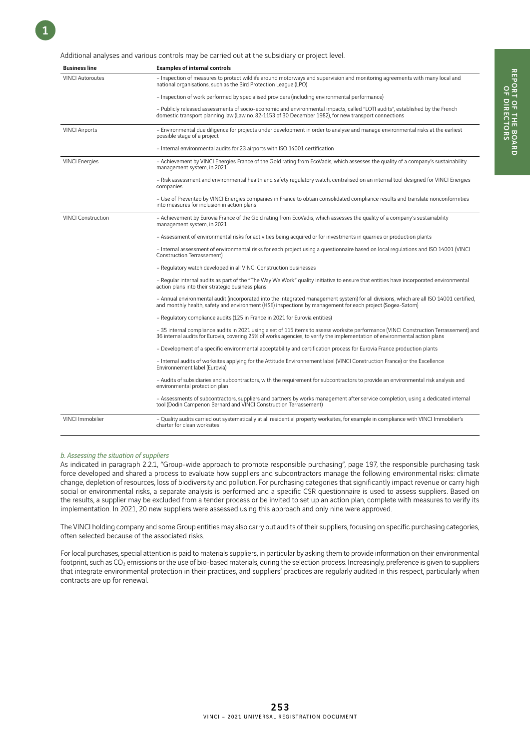Additional analyses and various controls may be carried out at the subsidiary or project level.

| Business line | Examples of internal controls |
|---|---|
| VINCI Autoroutes | – Inspection of measures to protect wildlife around motorways and supervision and monitoring agreements with many local and national organisations, such as the Bird Protection League (LPO) |
| | – Inspection of work performed by specialised providers (including environmental performance) |
| | – Publicly released assessments of socio-economic and environmental impacts, called "LOTI audits", established by the French domestic transport planning law (Law no. 82-1153 of 30 December 1982), for new transport connections |
| VINCI Airports | – Environmental due diligence for projects under development in order to analyse and manage environmental risks at the earliest possible stage of a project |
| | – Internal environmental audits for 23 airports with ISO 14001 certification |
| VINCI Energies | – Achievement by VINCI Energies France of the Gold rating from EcoVadis, which assesses the quality of a company's sustainability management system, in 2021 |
| | – Risk assessment and environmental health and safety regulatory watch, centralised on an internal tool designed for VINCI Energies companies |
| | – Use of Preventeo by VINCI Energies companies in France to obtain consolidated compliance results and translate nonconformities into measures for inclusion in action plans |
| VINCI Construction | – Achievement by Eurovia France of the Gold rating from EcoVadis, which assesses the quality of a company's sustainability management system, in 2021 |
| | – Assessment of environmental risks for activities being acquired or for investments in quarries or production plants |
| | – Internal assessment of environmental risks for each project using a questionnaire based on local regulations and ISO 14001 (VINCI Construction Terrassement) |
| | – Regulatory watch developed in all VINCI Construction businesses |
| | – Regular internal audits as part of the "The Way We Work" quality initiative to ensure that entities have incorporated environmental action plans into their strategic business plans |
| | – Annual environmental audit (incorporated into the integrated management system) for all divisions, which are all ISO 14001 certified, and monthly health, safety and environment (HSE) inspections by management for each project (Sogea-Satom) |
| | – Regulatory compliance audits (125 in France in 2021 for Eurovia entities) |
| | – 35 internal compliance audits in 2021 using a set of 115 items to assess worksite performance (VINCI Construction Terrassement) and 36 internal audits for Eurovia, covering 25% of works agencies, to verify the implementation of environmental action plans |
| | – Development of a specific environmental acceptability and certification process for Eurovia France production plants |
| | – Internal audits of worksites applying for the Attitude Environnement label (VINCI Construction France) or the Excellence Environnement label (Eurovia) |
| | – Audits of subsidiaries and subcontractors, with the requirement for subcontractors to provide an environmental risk analysis and environmental protection plan |
| | – Assessments of subcontractors, suppliers and partners by works management after service completion, using a dedicated internal tool (Dodin Campenon Bernard and VINCI Construction Terrassement) |
| VINCI Immobilier | – Quality audits carried out systematically at all residential property worksites, for example in compliance with VINCI Immobilier's charter for clean worksites |

*b. Assessing the situation of suppliers*

As indicated in paragraph 2.2.1, "Group-wide approach to promote responsible purchasing", page 197, the responsible purchasing task force developed and shared a process to evaluate how suppliers and subcontractors manage the following environmental risks: climate change, depletion of resources, loss of biodiversity and pollution. For purchasing categories that significantly impact revenue or carry high social or environmental risks, a separate analysis is performed and a specific CSR questionnaire is used to assess suppliers. Based on the results, a supplier may be excluded from a tender process or be invited to set up an action plan, complete with measures to verify its implementation. In 2021, 20 new suppliers were assessed using this approach and only nine were approved.

The VINCI holding company and some Group entities may also carry out audits of their suppliers, focusing on specific purchasing categories, often selected because of the associated risks.

For local purchases, special attention is paid to materials suppliers, in particular by asking them to provide information on their environmental footprint, such as $CO_2$ emissions or the use of bio-based materials, during the selection process. Increasingly, preference is given to suppliers that integrate environmental protection in their practices, and suppliers' practices are regularly audited in this respect, particularly when contracts are up for renewal.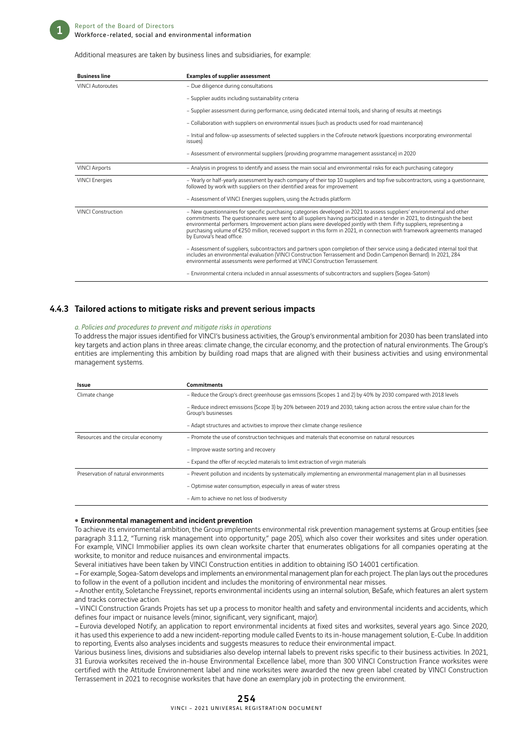Additional measures are taken by business lines and subsidiaries, for example:

| Business line | Examples of supplier assessment |
|---|---|
| VINCI Autoroutes | – Due diligence during consultations |
| | – Supplier audits including sustainability criteria |
| | – Supplier assessment during performance, using dedicated internal tools, and sharing of results at meetings |
| | – Collaboration with suppliers on environmental issues (such as products used for road maintenance) |
| | – Initial and follow-up assessments of selected suppliers in the Cofiroute network (questions incorporating environmental issues). |
| | – Assessment of environmental suppliers (providing programme management assistance) in 2020 |
| VINCI Airports | – Analysis in progress to identify and assess the main social and environmental risks for each purchasing category |
| VINCI Energies | – Yearly or half-yearly assessment by each company of their top 10 suppliers and top five subcontractors, using a questionnaire, followed by work with suppliers on their identified areas for improvement |
| | – Assessment of VINCI Energies suppliers, using the Actradis platform |
| VINCI Construction | – New questionnaires for specific purchasing categories developed in 2021 to assess suppliers' environmental and other commitments. The questionnaires were sent to all suppliers having participated in a tender in 2021, to distinguish the best environmental performers. Improvement action plans were developed jointly with them. Fifty suppliers, representing a purchasing volume of €250 million, received support in this form in 2021, in connection with framework agreements managed by Eurovia's head office. |
| | – Assessment of suppliers, subcontractors and partners upon completion of their service using a dedicated internal tool that includes an environmental evaluation (VINCI Construction Terrassement and Dodin Campenon Bernard). In 2021, 284 environmental assessments were performed at VINCI Construction Terrassement. |
| | – Environmental criteria included in annual assessments of subcontractors and suppliers (Sogea-Satom) |

## 4.4.3 Tailored actions to mitigate risks and prevent serious impacts

*a. Policies and procedures to prevent and mitigate risks in operations*

To address the major issues identified for VINCI's business activities, the Group's environmental ambition for 2030 has been translated into key targets and action plans in three areas: climate change, the circular economy, and the protection of natural environments. The Group's entities are implementing this ambition by building road maps that are aligned with their business activities and using environmental management systems.

| Issue | Commitments |
|---|---|
| Climate change | – Reduce the Group's direct greenhouse gas emissions (Scopes 1 and 2) by 40% by 2030 compared with 2018 levels |
| | – Reduce indirect emissions (Scope 3) by 20% between 2019 and 2030, taking action across the entire value chain for the Group's businesses |
| | – Adapt structures and activities to improve their climate change resilience |
| Resources and the circular economy | – Promote the use of construction techniques and materials that economise on natural resources |
| | – Improve waste sorting and recovery |
| | – Expand the offer of recycled materials to limit extraction of virgin materials |
| Preservation of natural environments | – Prevent pollution and incidents by systematically implementing an environmental management plan in all businesses |
| | – Optimise water consumption, especially in areas of water stress |
| | – Aim to achieve no net loss of biodiversity |

- **Environmental management and incident prevention**

To achieve its environmental ambition, the Group implements environmental risk prevention management systems at Group entities (see paragraph 3.1.1.2, "Turning risk management into opportunity," page 205), which also cover their worksites and sites under operation. For example, VINCI Immobilier applies its own clean worksite charter that enumerates obligations for all companies operating at the worksite, to monitor and reduce nuisances and environmental impacts.

Several initiatives have been taken by VINCI Construction entities in addition to obtaining ISO 14001 certification.

– For example, Sogea-Satom develops and implements an environmental management plan for each project. The plan lays out the procedures to follow in the event of a pollution incident and includes the monitoring of environmental near misses.

– Another entity, Soletanche Freyssinet, reports environmental incidents using an internal solution, BeSafe, which features an alert system and tracks corrective action.

– VINCI Construction Grands Projets has set up a process to monitor health and safety and environmental incidents and accidents, which defines four impact or nuisance levels (minor, significant, very significant, major).

– Eurovia developed Notify, an application to report environmental incidents at fixed sites and worksites, several years ago. Since 2020, it has used this experience to add a new incident-reporting module called Events to its in-house management solution, E-Cube. In addition to reporting, Events also analyses incidents and suggests measures to reduce their environmental impact.

Various business lines, divisions and subsidiaries also develop internal labels to prevent risks specific to their business activities. In 2021, 31 Eurovia worksites received the in-house Environmental Excellence label, more than 300 VINCI Construction France worksites were certified with the Attitude Environnement label and nine worksites were awarded the new green label created by VINCI Construction Terrassement in 2021 to recognise worksites that have done an exemplary job in protecting the environment.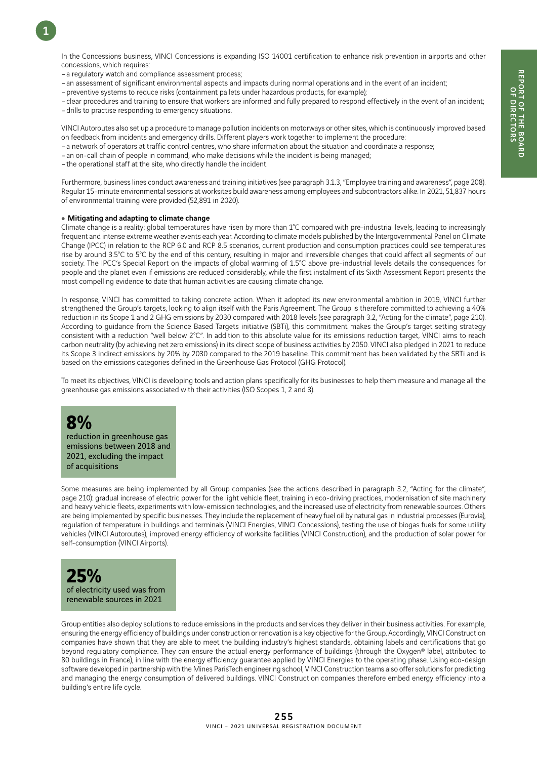In the Concessions business, VINCI Concessions is expanding ISO 14001 certification to enhance risk prevention in airports and other concessions, which requires:

- a regulatory watch and compliance assessment process;
- an assessment of significant environmental aspects and impacts during normal operations and in the event of an incident;
- preventive systems to reduce risks (containment pallets under hazardous products, for example);
- clear procedures and training to ensure that workers are informed and fully prepared to respond effectively in the event of an incident;
- drills to practise responding to emergency situations.

VINCI Autoroutes also set up a procedure to manage pollution incidents on motorways or other sites, which is continuously improved based on feedback from incidents and emergency drills. Different players work together to implement the procedure:

- a network of operators at traffic control centres, who share information about the situation and coordinate a response;
- an on-call chain of people in command, who make decisions while the incident is being managed;
- the operational staff at the site, who directly handle the incident.

Furthermore, business lines conduct awareness and training initiatives (see paragraph 3.1.3, "Employee training and awareness", page 208). Regular 15-minute environmental sessions at worksites build awareness among employees and subcontractors alike. In 2021, 51,837 hours of environmental training were provided (52,891 in 2020).

- **Mitigating and adapting to climate change**

Climate change is a reality: global temperatures have risen by more than 1°C compared with pre-industrial levels, leading to increasingly frequent and intense extreme weather events each year. According to climate models published by the Intergovernmental Panel on Climate Change (IPCC) in relation to the RCP 6.0 and RCP 8.5 scenarios, current production and consumption practices could see temperatures rise by around 3.5°C to 5°C by the end of this century, resulting in major and irreversible changes that could affect all segments of our society. The IPCC's Special Report on the impacts of global warming of 1.5°C above pre-industrial levels details the consequences for people and the planet even if emissions are reduced considerably, while the first instalment of its Sixth Assessment Report presents the most compelling evidence to date that human activities are causing climate change.

In response, VINCI has committed to taking concrete action. When it adopted its new environmental ambition in 2019, VINCI further strengthened the Group's targets, looking to align itself with the Paris Agreement. The Group is therefore committed to achieving a 40% reduction in its Scope 1 and 2 GHG emissions by 2030 compared with 2018 levels (see paragraph 3.2, "Acting for the climate", page 210). According to guidance from the Science Based Targets initiative (SBTi), this commitment makes the Group's target setting strategy consistent with a reduction "well below 2°C". In addition to this absolute value for its emissions reduction target, VINCI aims to reach carbon neutrality (by achieving net zero emissions) in its direct scope of business activities by 2050. VINCI also pledged in 2021 to reduce its Scope 3 indirect emissions by 20% by 2030 compared to the 2019 baseline. This commitment has been validated by the SBTi and is based on the emissions categories defined in the Greenhouse Gas Protocol (GHG Protocol).

To meet its objectives, VINCI is developing tools and action plans specifically for its businesses to help them measure and manage all the greenhouse gas emissions associated with their activities (ISO Scopes 1, 2 and 3).

**8%**
reduction in greenhouse gas emissions between 2018 and 2021, excluding the impact of acquisitions

Some measures are being implemented by all Group companies (see the actions described in paragraph 3.2, "Acting for the climate", page 210): gradual increase of electric power for the light vehicle fleet, training in eco-driving practices, modernisation of site machinery and heavy vehicle fleets, experiments with low-emission technologies, and the increased use of electricity from renewable sources. Others are being implemented by specific businesses. They include the replacement of heavy fuel oil by natural gas in industrial processes (Eurovia), regulation of temperature in buildings and terminals (VINCI Energies, VINCI Concessions), testing the use of biogas fuels for some utility vehicles (VINCI Autoroutes), improved energy efficiency of worksite facilities (VINCI Construction), and the production of solar power for self-consumption (VINCI Airports).

**25%**
of electricity used was from renewable sources in 2021

Group entities also deploy solutions to reduce emissions in the products and services they deliver in their business activities. For example, ensuring the energy efficiency of buildings under construction or renovation is a key objective for the Group. Accordingly, VINCI Construction companies have shown that they are able to meet the building industry's highest standards, obtaining labels and certifications that go beyond regulatory compliance. They can ensure the actual energy performance of buildings (through the Oxygen® label, attributed to 80 buildings in France), in line with the energy efficiency guarantee applied by VINCI Energies to the operating phase. Using eco-design software developed in partnership with the Mines ParisTech engineering school, VINCI Construction teams also offer solutions for predicting and managing the energy consumption of delivered buildings. VINCI Construction companies therefore embed energy efficiency into a building's entire life cycle.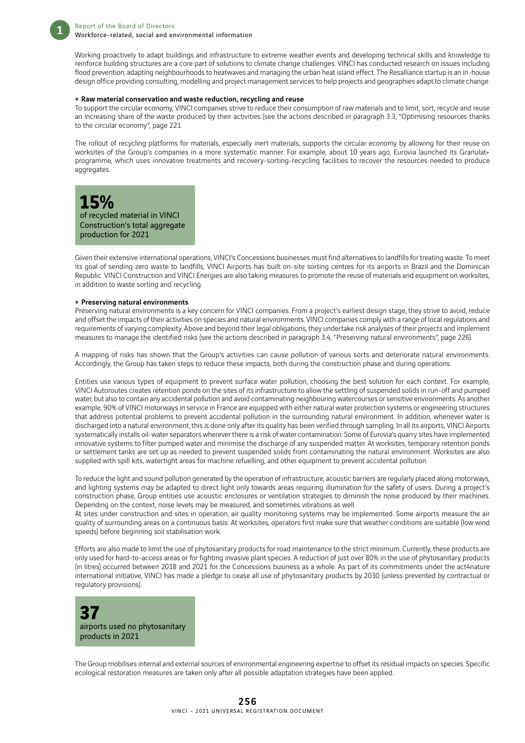Working proactively to adapt buildings and infrastructure to extreme weather events and developing technical skills and knowledge to reinforce building structures are a core part of solutions to climate change challenges. VINCI has conducted research on issues including flood prevention, adapting neighbourhoods to heatwaves and managing the urban heat island effect. The Resalliance startup is an in-house design office providing consulting, modelling and project management services to help projects and geographies adapt to climate change.

- **Raw material conservation and waste reduction, recycling and reuse**

To support the circular economy, VINCI companies strive to reduce their consumption of raw materials and to limit, sort, recycle and reuse an increasing share of the waste produced by their activities (see the actions described in paragraph 3.3, "Optimising resources thanks to the circular economy", page 221.

The rollout of recycling platforms for materials, especially inert materials, supports the circular economy by allowing for their reuse on worksites of the Group's companies in a more systematic manner. For example, about 10 years ago, Eurovia launched its Granulat+ programme, which uses innovative treatments and recovery-sorting-recycling facilities to recover the resources needed to produce aggregates.

**15%**
of recycled material in VINCI Construction's total aggregate production for 2021

Given their extensive international operations, VINCI's Concessions businesses must find alternatives to landfills for treating waste. To meet its goal of sending zero waste to landfills, VINCI Airports has built on-site sorting centres for its airports in Brazil and the Dominican Republic. VINCI Construction and VINCI Energies are also taking measures to promote the reuse of materials and equipment on worksites, in addition to waste sorting and recycling.

- **Preserving natural environments**

Preserving natural environments is a key concern for VINCI companies. From a project's earliest design stage, they strive to avoid, reduce and offset the impacts of their activities on species and natural environments. VINCI companies comply with a range of local regulations and requirements of varying complexity. Above and beyond their legal obligations, they undertake risk analyses of their projects and implement measures to manage the identified risks (see the actions described in paragraph 3.4, "Preserving natural environments", page 226).

A mapping of risks has shown that the Group's activities can cause pollution of various sorts and deteriorate natural environments. Accordingly, the Group has taken steps to reduce these impacts, both during the construction phase and during operations.

Entities use various types of equipment to prevent surface water pollution, choosing the best solution for each context. For example, VINCI Autoroutes creates retention ponds on the sites of its infrastructure to allow the settling of suspended solids in run-off and pumped water, but also to contain any accidental pollution and avoid contaminating neighbouring watercourses or sensitive environments. As another example, 90% of VINCI motorways in service in France are equipped with either natural water protection systems or engineering structures that address potential problems to prevent accidental pollution in the surrounding natural environment. In addition, whenever water is discharged into a natural environment, this is done only after its quality has been verified through sampling. In all its airports, VINCI Airports systematically installs oil-water separators wherever there is a risk of water contamination. Some of Eurovia's quarry sites have implemented innovative systems to filter pumped water and minimise the discharge of any suspended matter. At worksites, temporary retention ponds or settlement tanks are set up as needed to prevent suspended solids from contaminating the natural environment. Worksites are also supplied with spill kits, watertight areas for machine refuelling, and other equipment to prevent accidental pollution.

To reduce the light and sound pollution generated by the operation of infrastructure, acoustic barriers are regularly placed along motorways, and lighting systems may be adapted to direct light only towards areas requiring illumination for the safety of users. During a project's construction phase, Group entities use acoustic enclosures or ventilation strategies to diminish the noise produced by their machines. Depending on the context, noise levels may be measured, and sometimes vibrations as well.

At sites under construction and sites in operation, air quality monitoring systems may be implemented. Some airports measure the air quality of surrounding areas on a continuous basis. At worksites, operators first make sure that weather conditions are suitable (low wind speeds) before beginning soil stabilisation work.

Efforts are also made to limit the use of phytosanitary products for road maintenance to the strict minimum. Currently, these products are only used for hard-to-access areas or for fighting invasive plant species. A reduction of just over 80% in the use of phytosanitary products (in litres) occurred between 2018 and 2021 for the Concessions business as a whole. As part of its commitments under the act4nature international initiative, VINCI has made a pledge to cease all use of phytosanitary products by 2030 (unless prevented by contractual or regulatory provisions).

**37**
airports used no phytosanitary products in 2021

The Group mobilises internal and external sources of environmental engineering expertise to offset its residual impacts on species. Specific ecological restoration measures are taken only after all possible adaptation strategies have been applied.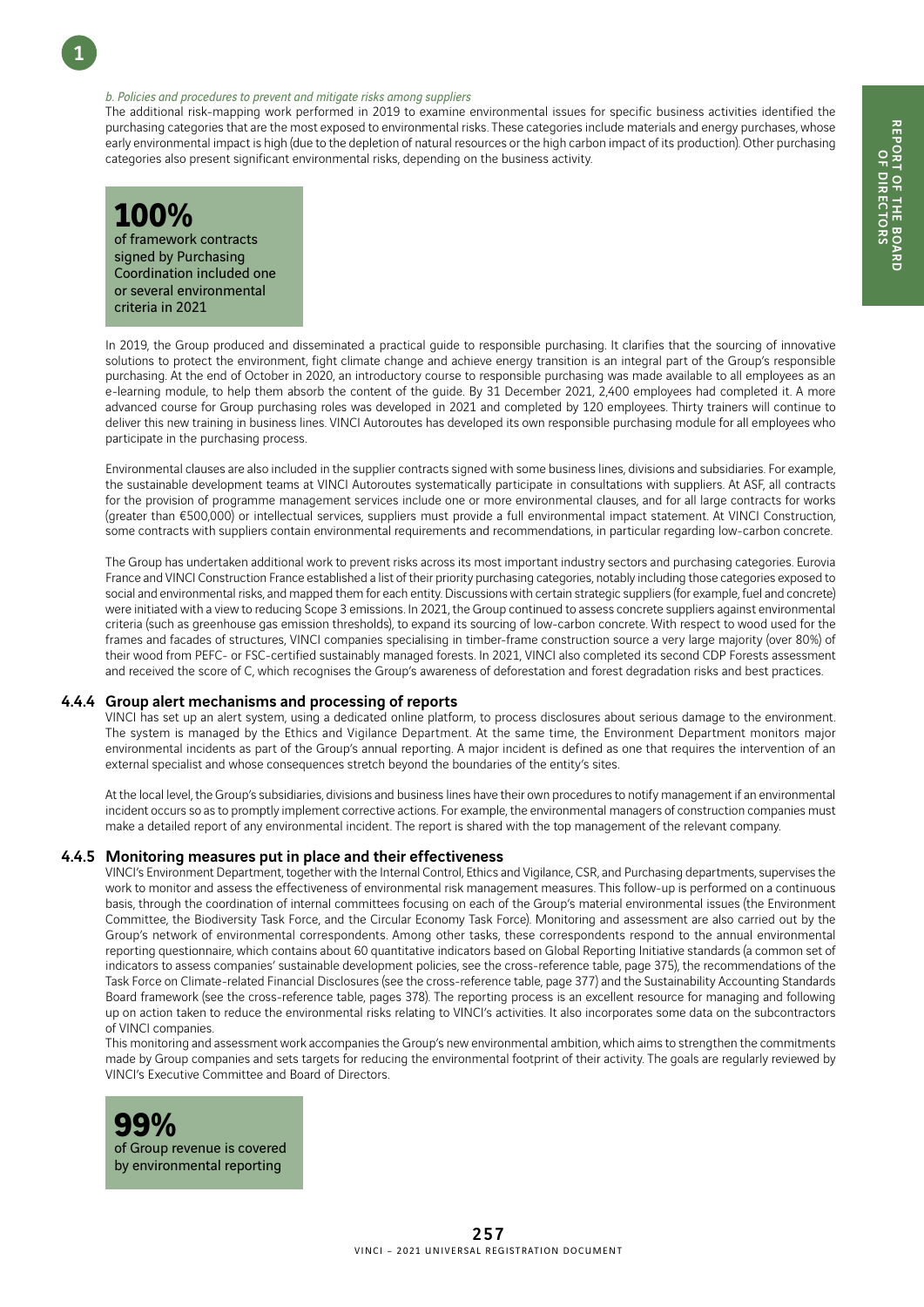*b. Policies and procedures to prevent and mitigate risks among suppliers*

The additional risk-mapping work performed in 2019 to examine environmental issues for specific business activities identified the purchasing categories that are the most exposed to environmental risks. These categories include materials and energy purchases, whose early environmental impact is high (due to the depletion of natural resources or the high carbon impact of its production). Other purchasing categories also present significant environmental risks, depending on the business activity.

**100%**
of framework contracts signed by Purchasing Coordination included one or several environmental criteria in 2021

In 2019, the Group produced and disseminated a practical guide to responsible purchasing. It clarifies that the sourcing of innovative solutions to protect the environment, fight climate change and achieve energy transition is an integral part of the Group's responsible purchasing. At the end of October in 2020, an introductory course to responsible purchasing was made available to all employees as an e-learning module, to help them absorb the content of the guide. By 31 December 2021, 2,400 employees had completed it. A more advanced course for Group purchasing roles was developed in 2021 and completed by 120 employees. Thirty trainers will continue to deliver this new training in business lines. VINCI Autoroutes has developed its own responsible purchasing module for all employees who participate in the purchasing process.

Environmental clauses are also included in the supplier contracts signed with some business lines, divisions and subsidiaries. For example, the sustainable development teams at VINCI Autoroutes systematically participate in consultations with suppliers. At ASF, all contracts for the provision of programme management services include one or more environmental clauses, and for all large contracts for works (greater than €500,000) or intellectual services, suppliers must provide a full environmental impact statement. At VINCI Construction, some contracts with suppliers contain environmental requirements and recommendations, in particular regarding low-carbon concrete.

The Group has undertaken additional work to prevent risks across its most important industry sectors and purchasing categories. Eurovia France and VINCI Construction France established a list of their priority purchasing categories, notably including those categories exposed to social and environmental risks, and mapped them for each entity. Discussions with certain strategic suppliers (for example, fuel and concrete) were initiated with a view to reducing Scope 3 emissions. In 2021, the Group continued to assess concrete suppliers against environmental criteria (such as greenhouse gas emission thresholds), to expand its sourcing of low-carbon concrete. With respect to wood used for the frames and facades of structures, VINCI companies specialising in timber-frame construction source a very large majority (over 80%) of their wood from PEFC- or FSC-certified sustainably managed forests. In 2021, VINCI also completed its second CDP Forests assessment and received the score of C, which recognises the Group's awareness of deforestation and forest degradation risks and best practices.

### 4.4.4 Group alert mechanisms and processing of reports

VINCI has set up an alert system, using a dedicated online platform, to process disclosures about serious damage to the environment. The system is managed by the Ethics and Vigilance Department. At the same time, the Environment Department monitors major environmental incidents as part of the Group's annual reporting. A major incident is defined as one that requires the intervention of an external specialist and whose consequences stretch beyond the boundaries of the entity's sites.

At the local level, the Group's subsidiaries, divisions and business lines have their own procedures to notify management if an environmental incident occurs so as to promptly implement corrective actions. For example, the environmental managers of construction companies must make a detailed report of any environmental incident. The report is shared with the top management of the relevant company.

### 4.4.5 Monitoring measures put in place and their effectiveness

VINCI's Environment Department, together with the Internal Control, Ethics and Vigilance, CSR, and Purchasing departments, supervises the work to monitor and assess the effectiveness of environmental risk management measures. This follow-up is performed on a continuous basis, through the coordination of internal committees focusing on each of the Group's material environmental issues (the Environment Committee, the Biodiversity Task Force, and the Circular Economy Task Force). Monitoring and assessment are also carried out by the Group's network of environmental correspondents. Among other tasks, these correspondents respond to the annual environmental reporting questionnaire, which contains about 60 quantitative indicators based on Global Reporting Initiative standards (a common set of indicators to assess companies' sustainable development policies, see the cross-reference table, page 375), the recommendations of the Task Force on Climate-related Financial Disclosures (see the cross-reference table, page 377) and the Sustainability Accounting Standards Board framework (see the cross-reference table, pages 378). The reporting process is an excellent resource for managing and following up on action taken to reduce the environmental risks relating to VINCI's activities. It also incorporates some data on the subcontractors of VINCI companies.

This monitoring and assessment work accompanies the Group's new environmental ambition, which aims to strengthen the commitments made by Group companies and sets targets for reducing the environmental footprint of their activity. The goals are regularly reviewed by VINCI's Executive Committee and Board of Directors.

**99%**
of Group revenue is covered by environmental reporting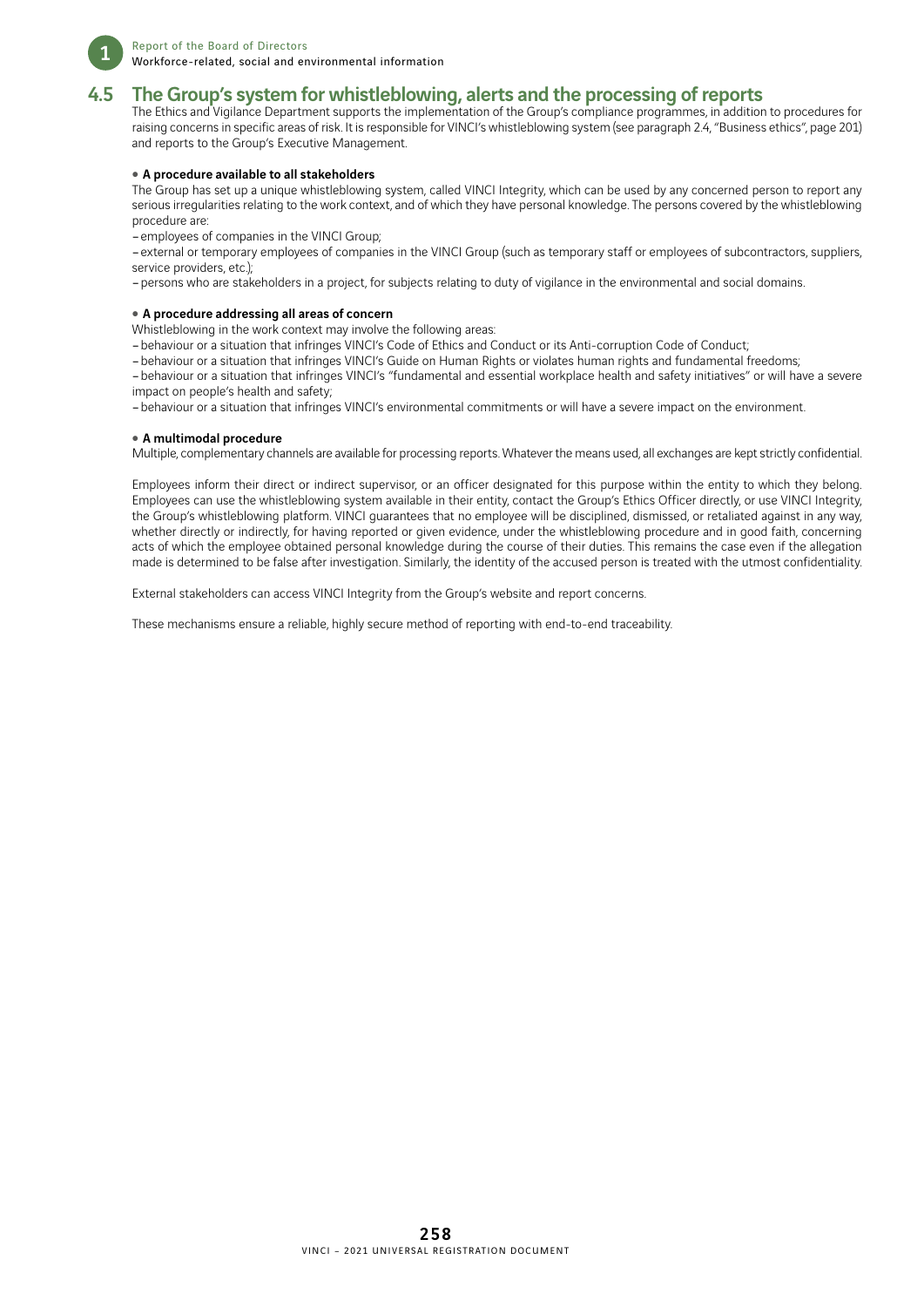## 4.5 The Group's system for whistleblowing, alerts and the processing of reports

The Ethics and Vigilance Department supports the implementation of the Group's compliance programmes, in addition to procedures for raising concerns in specific areas of risk. It is responsible for VINCI's whistleblowing system (see paragraph 2.4, "Business ethics", page 201) and reports to the Group's Executive Management.

**• A procedure available to all stakeholders**

The Group has set up a unique whistleblowing system, called VINCI Integrity, which can be used by any concerned person to report any serious irregularities relating to the work context, and of which they have personal knowledge. The persons covered by the whistleblowing procedure are:

- employees of companies in the VINCI Group;
- external or temporary employees of companies in the VINCI Group (such as temporary staff or employees of subcontractors, suppliers, service providers, etc.);
- persons who are stakeholders in a project, for subjects relating to duty of vigilance in the environmental and social domains.

**• A procedure addressing all areas of concern**

Whistleblowing in the work context may involve the following areas:

- behaviour or a situation that infringes VINCI's Code of Ethics and Conduct or its Anti-corruption Code of Conduct;
- behaviour or a situation that infringes VINCI's Guide on Human Rights or violates human rights and fundamental freedoms;
- behaviour or a situation that infringes VINCI's "fundamental and essential workplace health and safety initiatives" or will have a severe impact on people's health and safety;
- behaviour or a situation that infringes VINCI's environmental commitments or will have a severe impact on the environment.

**• A multimodal procedure**

Multiple, complementary channels are available for processing reports. Whatever the means used, all exchanges are kept strictly confidential.

Employees inform their direct or indirect supervisor, or an officer designated for this purpose within the entity to which they belong. Employees can use the whistleblowing system available in their entity, contact the Group's Ethics Officer directly, or use VINCI Integrity, the Group's whistleblowing platform. VINCI guarantees that no employee will be disciplined, dismissed, or retaliated against in any way, whether directly or indirectly, for having reported or given evidence, under the whistleblowing procedure and in good faith, concerning acts of which the employee obtained personal knowledge during the course of their duties. This remains the case even if the allegation made is determined to be false after investigation. Similarly, the identity of the accused person is treated with the utmost confidentiality.

External stakeholders can access VINCI Integrity from the Group's website and report concerns.

These mechanisms ensure a reliable, highly secure method of reporting with end-to-end traceability.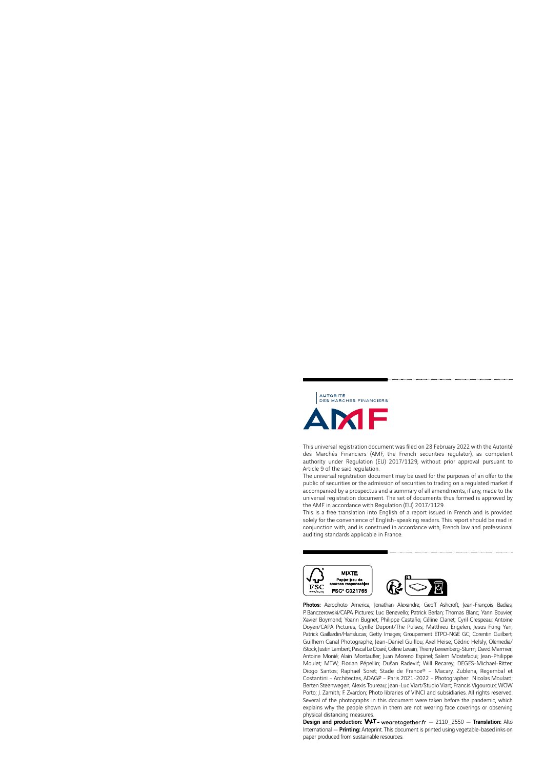AUTORITÉ
DES MARCHÉS FINANCIERS

AMF

This universal registration document was filed on 28 February 2022 with the Autorité des Marchés Financiers (AMF, the French securities regulator), as competent authority under Regulation (EU) 2017/1129, without prior approval pursuant to Article 9 of the said regulation.

The universal registration document may be used for the purposes of an offer to the public of securities or the admission of securities to trading on a regulated market if accompanied by a prospectus and a summary of all amendments, if any, made to the universal registration document. The set of documents thus formed is approved by the AMF in accordance with Regulation (EU) 2017/1129.

This is a free translation into English of a report issued in French and is provided solely for the convenience of English-speaking readers. This report should be read in conjunction with, and is construed in accordance with, French law and professional auditing standards applicable in France.

MIXTE
Papier issu de sources responsables
FSC® C021765

**Photos:** Aerophoto America; Jonathan Alexandre; Geoff Ashcroft; Jean-François Badias; P. Banczerowski/CAPA Pictures; Luc Benevello; Patrick Berlan; Thomas Blanc; Yann Bouvier; Xavier Boymond; Yoann Bugnet; Philippe Castaño; Céline Clanet; Cyril Crespeau; Antoine Doyen/CAPA Pictures; Cyrille Dupont/The Pulses; Matthieu Engelen; Jesus Fung Yan; Patrick Gaillardin/Hanslucas; Getty Images; Groupement ETPO-NGE GC; Corentin Guilbert; Guilhem Canal Photographe; Jean-Daniel Guillou; Axel Heise; Cédric Helsly; Olemedia/iStock; Justin Lambert; Pascal Le Doaré; Céline Levain; Thierry Lewenberg-Sturm; David Marmier; Antoine Monié; Alain Montaufier; Juan Moreno Espinel; Salem Mostefaoui; Jean-Philippe Moulet; MTW; Florian Pépellin; Dušan Radević; Will Recarey; DEGES-Michael-Ritter; Diogo Santos; Raphaël Soret; Stade de France® – Macary, Zublena, Regembal et Costantini – Architectes, ADAGP – Paris 2021-2022 – Photographer: Nicolas Moulard; Berten Steenwegen; Alexis Toureau; Jean-Luc Viart/Studio Viart; Francis Vigouroux; WOW Porto; J. Zamith; F. Zvardon; Photo libraries of VINCI and subsidiaries. All rights reserved. Several of the photographs in this document were taken before the pandemic, which explains why the people shown in them are not wearing face coverings or observing physical distancing measures.

**Design and production:** WAT - wearetogether.fr — 2110_2550 — **Translation:** Alto International — **Printing:** Arteprint. This document is printed using vegetable-based inks on paper produced from sustainable resources.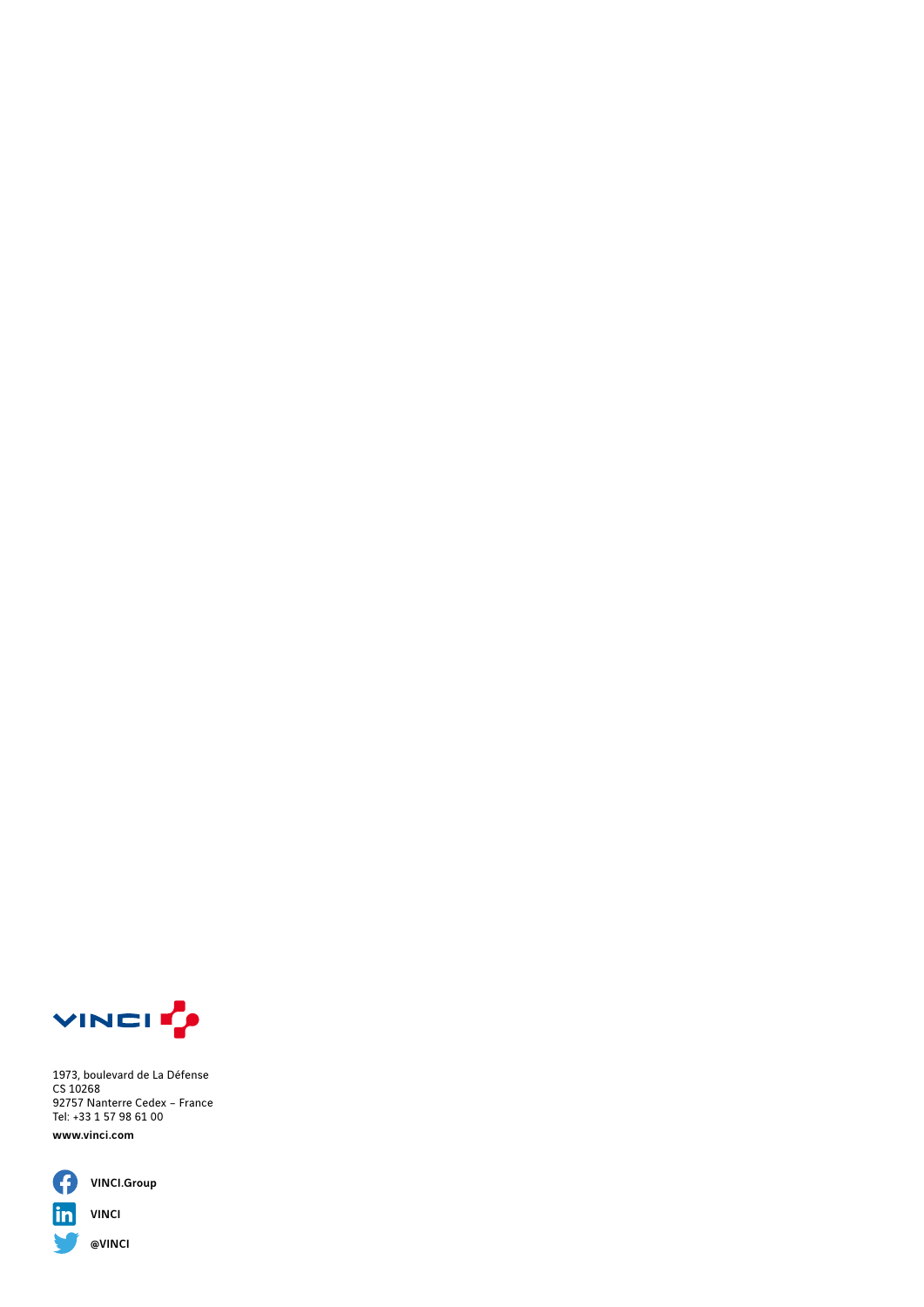VINCI

1973, boulevard de La Défense
CS 10268
92757 Nanterre Cedex – France
Tel: +33 1 57 98 61 00

**www.vinci.com**

**VINCI.Group**

**VINCI**

**@VINCI**